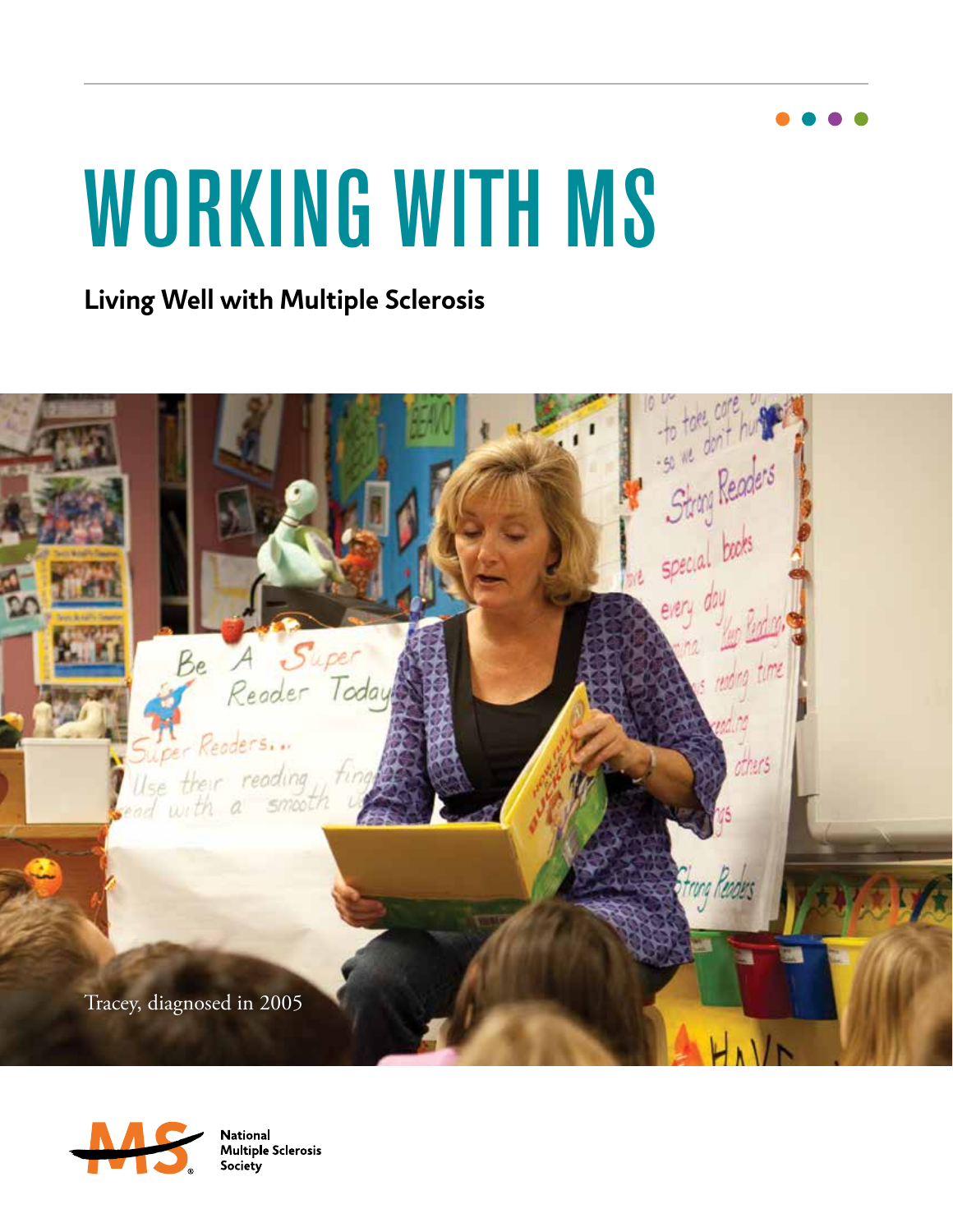# WORKING WITH MS

**Living Well with Multiple Sclerosis**

Tracey, diagnosed in 2005

National Multiple Sclerosis Society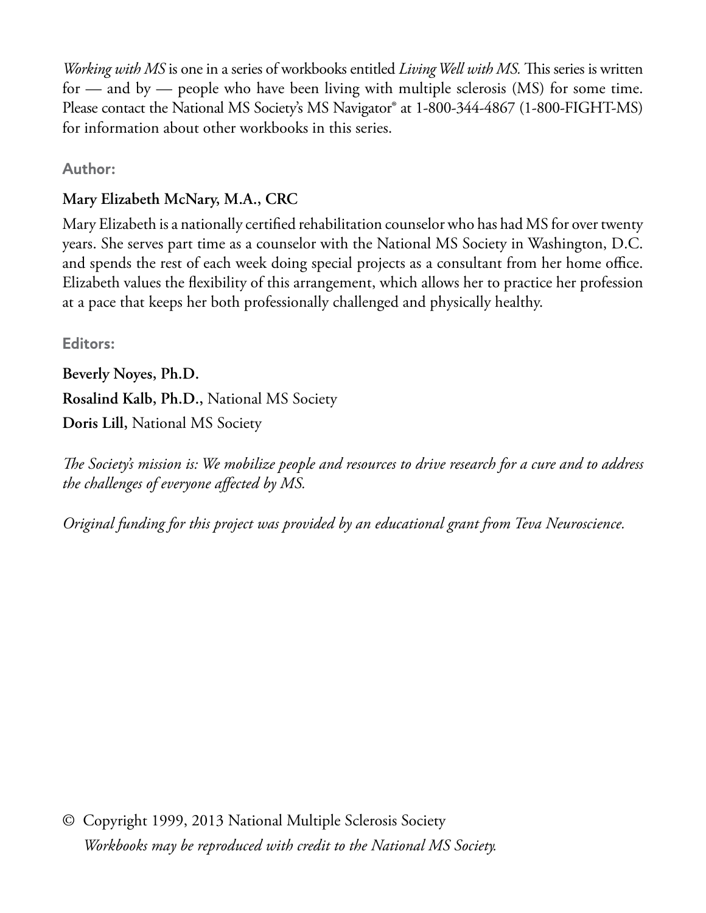*Working with MS* is one in a series of workbooks entitled *Living Well with MS.* This series is written for — and by — people who have been living with multiple sclerosis (MS) for some time. Please contact the National MS Society's MS Navigator® at 1-800-344-4867 (1-800-FIGHT-MS) for information about other workbooks in this series.

### Author:

**Mary Elizabeth McNary, M.A., CRC**

Mary Elizabeth is a nationally certified rehabilitation counselor who has had MS for over twenty years. She serves part time as a counselor with the National MS Society in Washington, D.C. and spends the rest of each week doing special projects as a consultant from her home office. Elizabeth values the flexibility of this arrangement, which allows her to practice her profession at a pace that keeps her both professionally challenged and physically healthy.

### Editors:

**Beverly Noyes, Ph.D.**

**Rosalind Kalb, Ph.D.,** National MS Society

**Doris Lill,** National MS Society

*The Society's mission is: We mobilize people and resources to drive research for a cure and to address the challenges of everyone affected by MS.*

*Original funding for this project was provided by an educational grant from Teva Neuroscience.*

© Copyright 1999, 2013 National Multiple Sclerosis Society
*Workbooks may be reproduced with credit to the National MS Society.*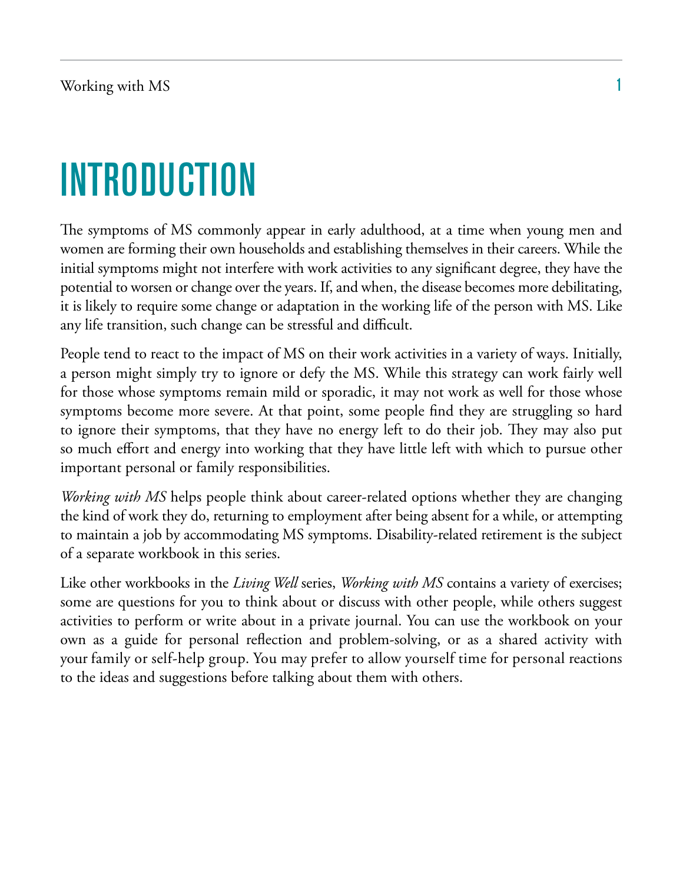# INTRODUCTION

The symptoms of MS commonly appear in early adulthood, at a time when young men and women are forming their own households and establishing themselves in their careers. While the initial symptoms might not interfere with work activities to any significant degree, they have the potential to worsen or change over the years. If, and when, the disease becomes more debilitating, it is likely to require some change or adaptation in the working life of the person with MS. Like any life transition, such change can be stressful and difficult.

People tend to react to the impact of MS on their work activities in a variety of ways. Initially, a person might simply try to ignore or defy the MS. While this strategy can work fairly well for those whose symptoms remain mild or sporadic, it may not work as well for those whose symptoms become more severe. At that point, some people find they are struggling so hard to ignore their symptoms, that they have no energy left to do their job. They may also put so much effort and energy into working that they have little left with which to pursue other important personal or family responsibilities.

*Working with MS* helps people think about career-related options whether they are changing the kind of work they do, returning to employment after being absent for a while, or attempting to maintain a job by accommodating MS symptoms. Disability-related retirement is the subject of a separate workbook in this series.

Like other workbooks in the *Living Well* series, *Working with MS* contains a variety of exercises; some are questions for you to think about or discuss with other people, while others suggest activities to perform or write about in a private journal. You can use the workbook on your own as a guide for personal reflection and problem-solving, or as a shared activity with your family or self-help group. You may prefer to allow yourself time for personal reactions to the ideas and suggestions before talking about them with others.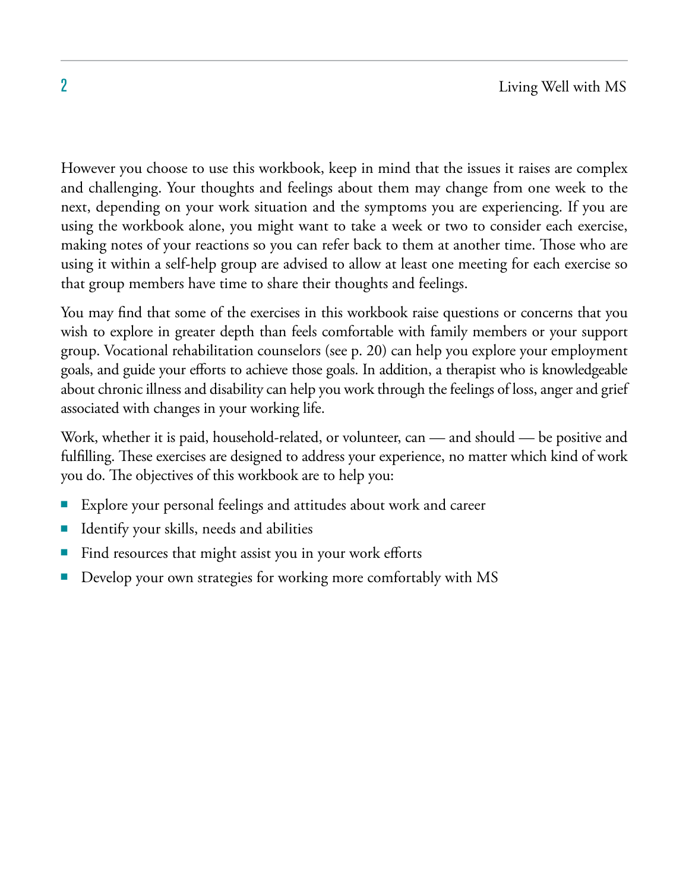However you choose to use this workbook, keep in mind that the issues it raises are complex and challenging. Your thoughts and feelings about them may change from one week to the next, depending on your work situation and the symptoms you are experiencing. If you are using the workbook alone, you might want to take a week or two to consider each exercise, making notes of your reactions so you can refer back to them at another time. Those who are using it within a self-help group are advised to allow at least one meeting for each exercise so that group members have time to share their thoughts and feelings.

You may find that some of the exercises in this workbook raise questions or concerns that you wish to explore in greater depth than feels comfortable with family members or your support group. Vocational rehabilitation counselors (see p. 20) can help you explore your employment goals, and guide your efforts to achieve those goals. In addition, a therapist who is knowledgeable about chronic illness and disability can help you work through the feelings of loss, anger and grief associated with changes in your working life.

Work, whether it is paid, household-related, or volunteer, can — and should — be positive and fulfilling. These exercises are designed to address your experience, no matter which kind of work you do. The objectives of this workbook are to help you:

- Explore your personal feelings and attitudes about work and career
- Identify your skills, needs and abilities
- Find resources that might assist you in your work efforts
- Develop your own strategies for working more comfortably with MS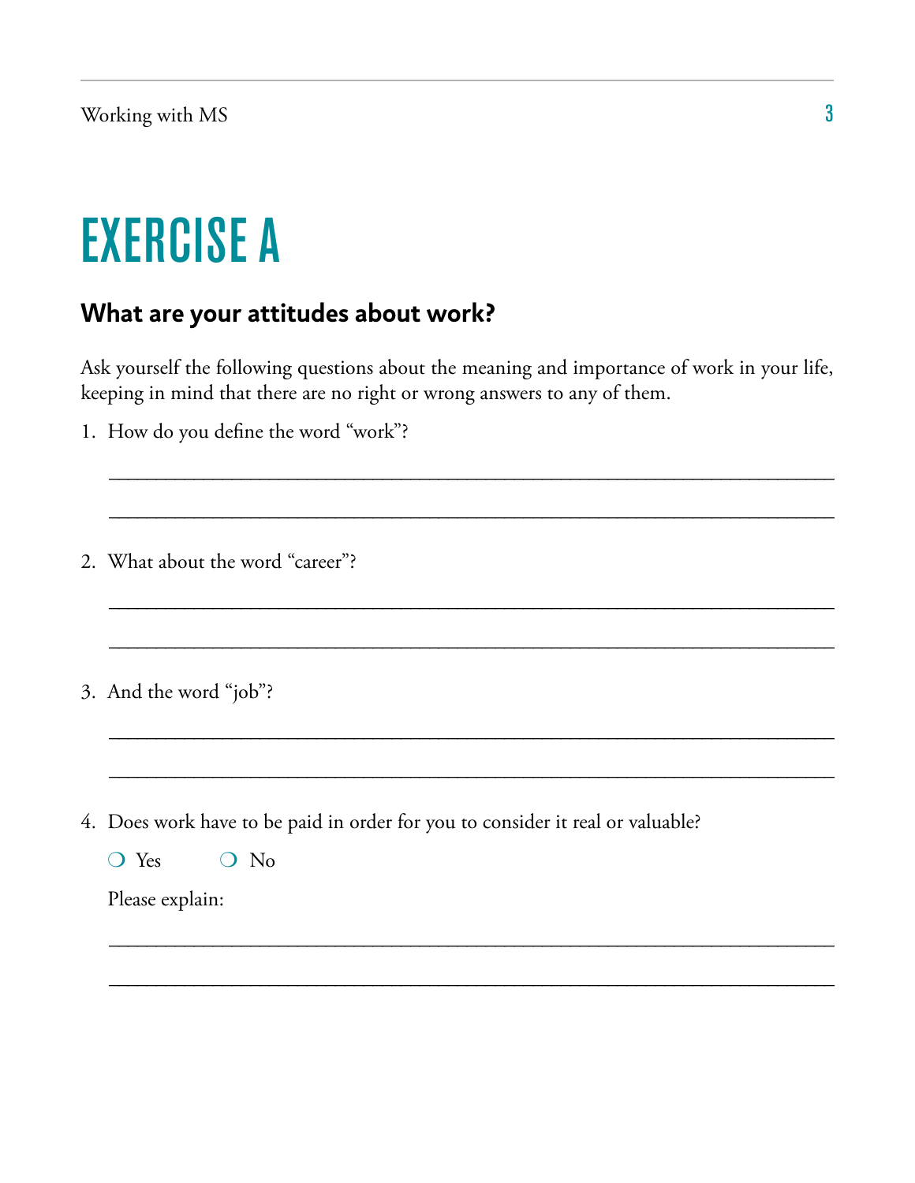# EXERCISE A

## What are your attitudes about work?

Ask yourself the following questions about the meaning and importance of work in your life, keeping in mind that there are no right or wrong answers to any of them.

1. How do you define the word "work"?

   ______________________________________________________________________

   ______________________________________________________________________

2. What about the word "career"?

   ______________________________________________________________________

   ______________________________________________________________________

3. And the word "job"?

   ______________________________________________________________________

   ______________________________________________________________________

4. Does work have to be paid in order for you to consider it real or valuable?

   ❍ Yes ❍ No

   Please explain:

   ______________________________________________________________________

   ______________________________________________________________________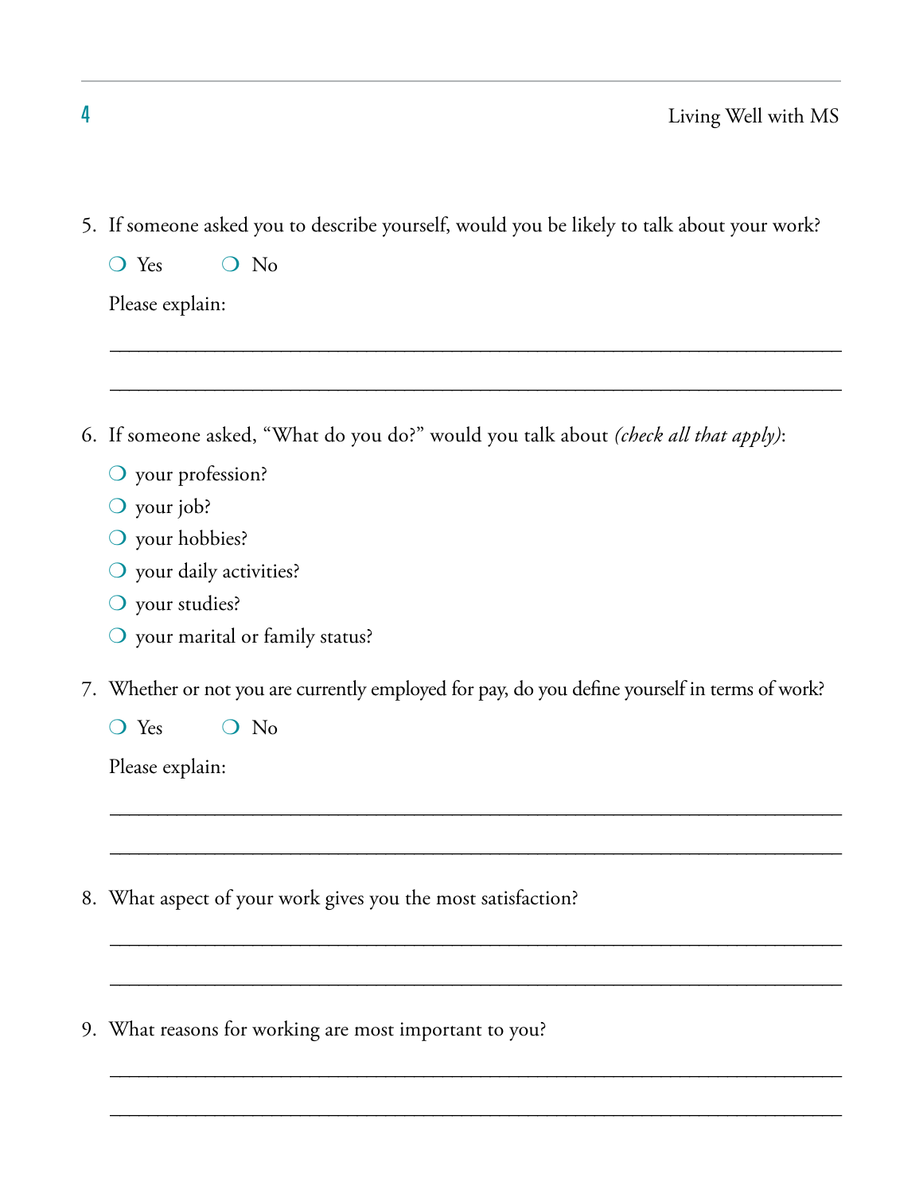5. If someone asked you to describe yourself, would you be likely to talk about your work?

   ❍ Yes ❍ No

   Please explain:

   ______________________________________________________________________

   ______________________________________________________________________

6. If someone asked, "What do you do?" would you talk about *(check all that apply)*:

   ❍ your profession?
   ❍ your job?
   ❍ your hobbies?
   ❍ your daily activities?
   ❍ your studies?
   ❍ your marital or family status?

7. Whether or not you are currently employed for pay, do you define yourself in terms of work?

   ❍ Yes ❍ No

   Please explain:

   ______________________________________________________________________

   ______________________________________________________________________

8. What aspect of your work gives you the most satisfaction?

   ______________________________________________________________________

   ______________________________________________________________________

9. What reasons for working are most important to you?

   ______________________________________________________________________

   ______________________________________________________________________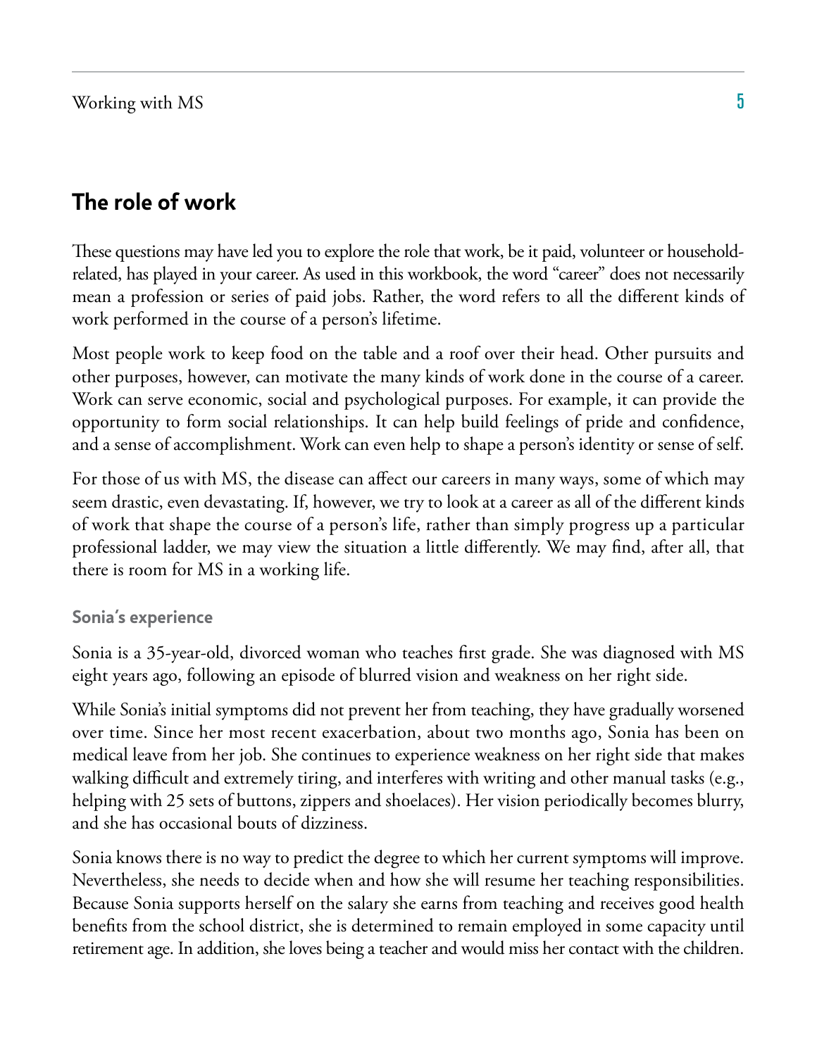## The role of work

These questions may have led you to explore the role that work, be it paid, volunteer or household-related, has played in your career. As used in this workbook, the word "career" does not necessarily mean a profession or series of paid jobs. Rather, the word refers to all the different kinds of work performed in the course of a person's lifetime.

Most people work to keep food on the table and a roof over their head. Other pursuits and other purposes, however, can motivate the many kinds of work done in the course of a career. Work can serve economic, social and psychological purposes. For example, it can provide the opportunity to form social relationships. It can help build feelings of pride and confidence, and a sense of accomplishment. Work can even help to shape a person's identity or sense of self.

For those of us with MS, the disease can affect our careers in many ways, some of which may seem drastic, even devastating. If, however, we try to look at a career as all of the different kinds of work that shape the course of a person's life, rather than simply progress up a particular professional ladder, we may view the situation a little differently. We may find, after all, that there is room for MS in a working life.

### Sonia's experience

Sonia is a 35-year-old, divorced woman who teaches first grade. She was diagnosed with MS eight years ago, following an episode of blurred vision and weakness on her right side.

While Sonia's initial symptoms did not prevent her from teaching, they have gradually worsened over time. Since her most recent exacerbation, about two months ago, Sonia has been on medical leave from her job. She continues to experience weakness on her right side that makes walking difficult and extremely tiring, and interferes with writing and other manual tasks (e.g., helping with 25 sets of buttons, zippers and shoelaces). Her vision periodically becomes blurry, and she has occasional bouts of dizziness.

Sonia knows there is no way to predict the degree to which her current symptoms will improve. Nevertheless, she needs to decide when and how she will resume her teaching responsibilities. Because Sonia supports herself on the salary she earns from teaching and receives good health benefits from the school district, she is determined to remain employed in some capacity until retirement age. In addition, she loves being a teacher and would miss her contact with the children.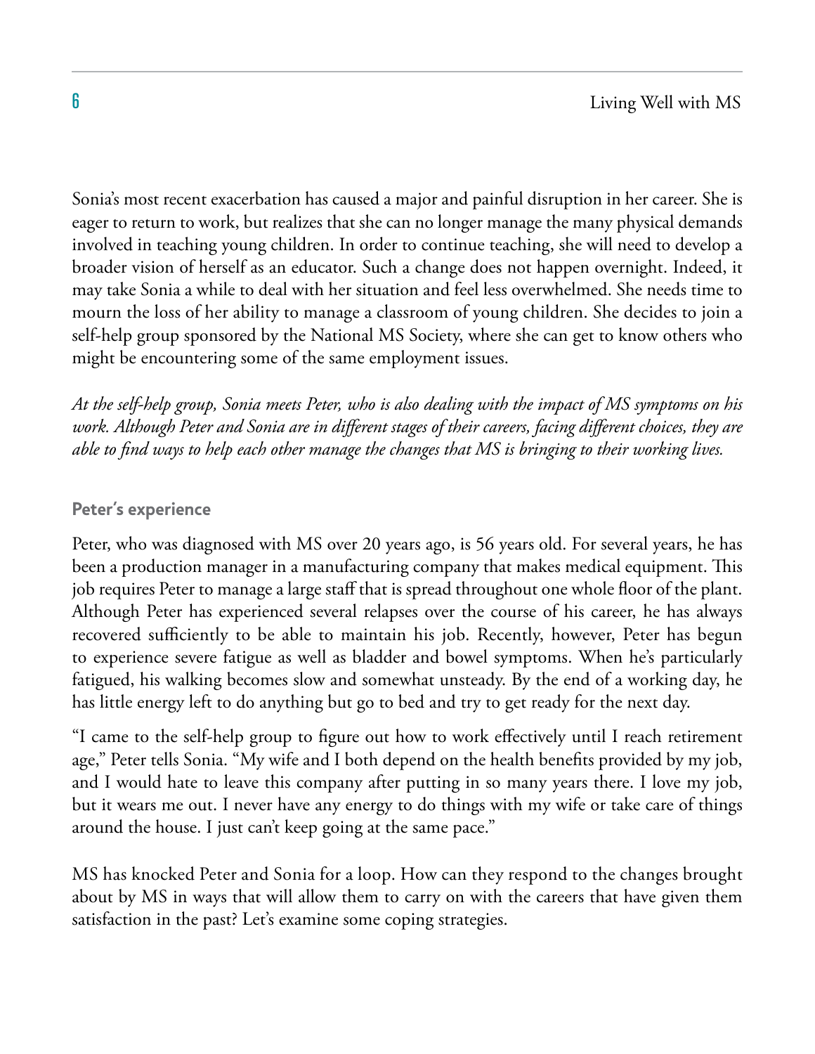Sonia's most recent exacerbation has caused a major and painful disruption in her career. She is eager to return to work, but realizes that she can no longer manage the many physical demands involved in teaching young children. In order to continue teaching, she will need to develop a broader vision of herself as an educator. Such a change does not happen overnight. Indeed, it may take Sonia a while to deal with her situation and feel less overwhelmed. She needs time to mourn the loss of her ability to manage a classroom of young children. She decides to join a self-help group sponsored by the National MS Society, where she can get to know others who might be encountering some of the same employment issues.

*At the self-help group, Sonia meets Peter, who is also dealing with the impact of MS symptoms on his work. Although Peter and Sonia are in different stages of their careers, facing different choices, they are able to find ways to help each other manage the changes that MS is bringing to their working lives.*

### Peter's experience

Peter, who was diagnosed with MS over 20 years ago, is 56 years old. For several years, he has been a production manager in a manufacturing company that makes medical equipment. This job requires Peter to manage a large staff that is spread throughout one whole floor of the plant. Although Peter has experienced several relapses over the course of his career, he has always recovered sufficiently to be able to maintain his job. Recently, however, Peter has begun to experience severe fatigue as well as bladder and bowel symptoms. When he's particularly fatigued, his walking becomes slow and somewhat unsteady. By the end of a working day, he has little energy left to do anything but go to bed and try to get ready for the next day.

"I came to the self-help group to figure out how to work effectively until I reach retirement age," Peter tells Sonia. "My wife and I both depend on the health benefits provided by my job, and I would hate to leave this company after putting in so many years there. I love my job, but it wears me out. I never have any energy to do things with my wife or take care of things around the house. I just can't keep going at the same pace."

MS has knocked Peter and Sonia for a loop. How can they respond to the changes brought about by MS in ways that will allow them to carry on with the careers that have given them satisfaction in the past? Let's examine some coping strategies.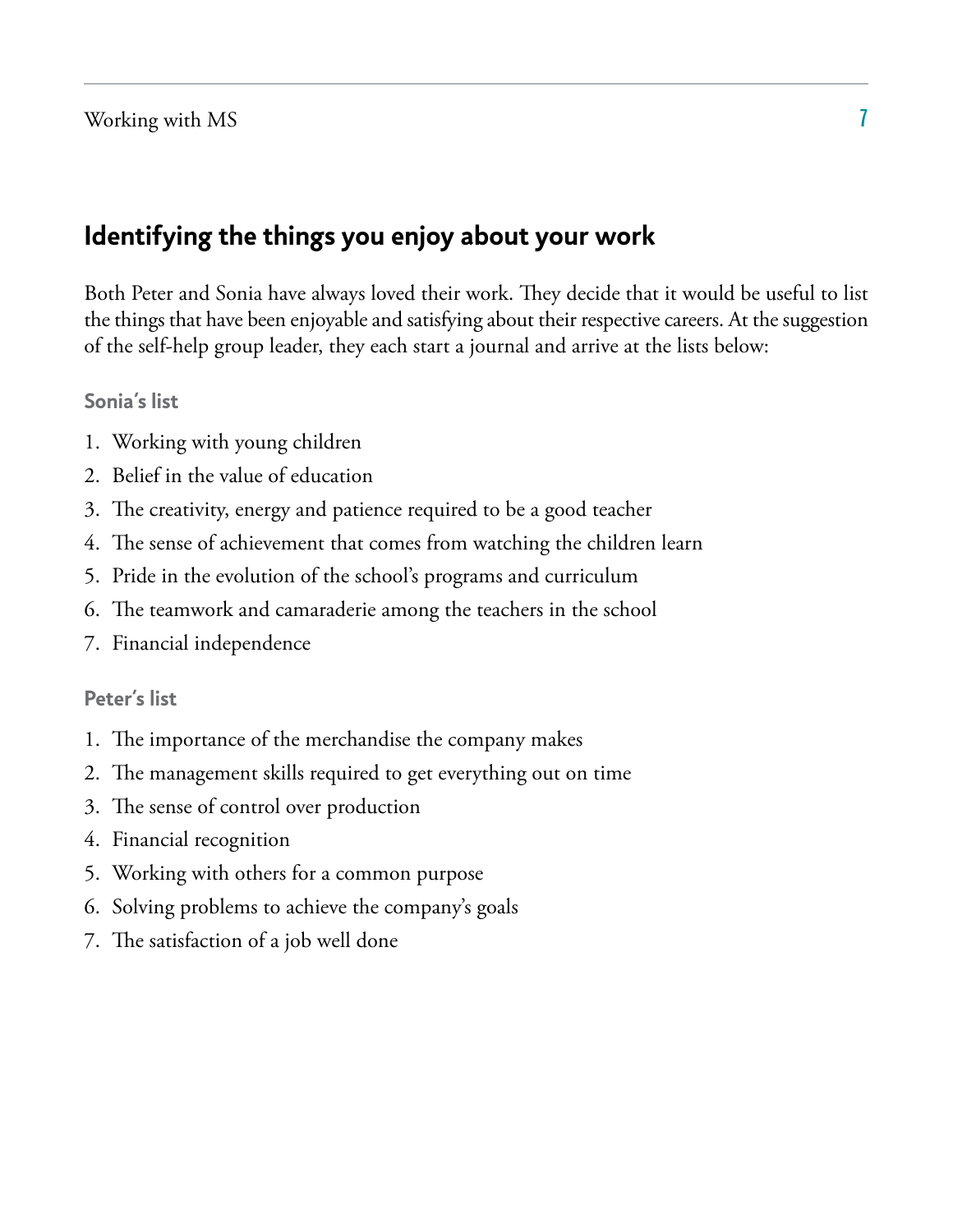## Identifying the things you enjoy about your work

Both Peter and Sonia have always loved their work. They decide that it would be useful to list the things that have been enjoyable and satisfying about their respective careers. At the suggestion of the self-help group leader, they each start a journal and arrive at the lists below:

### Sonia's list

1. Working with young children
2. Belief in the value of education
3. The creativity, energy and patience required to be a good teacher
4. The sense of achievement that comes from watching the children learn
5. Pride in the evolution of the school's programs and curriculum
6. The teamwork and camaraderie among the teachers in the school
7. Financial independence

### Peter's list

1. The importance of the merchandise the company makes
2. The management skills required to get everything out on time
3. The sense of control over production
4. Financial recognition
5. Working with others for a common purpose
6. Solving problems to achieve the company's goals
7. The satisfaction of a job well done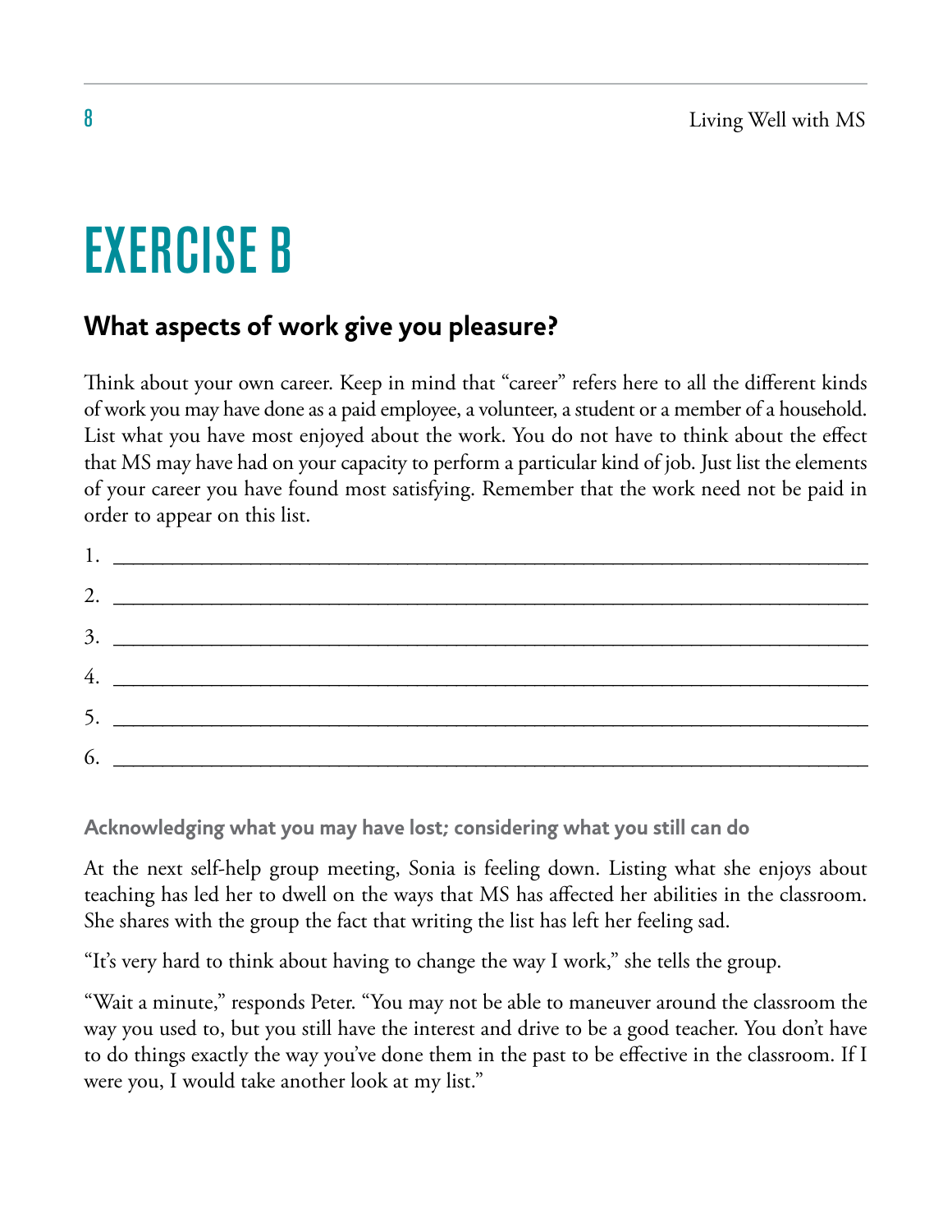# EXERCISE B

## What aspects of work give you pleasure?

Think about your own career. Keep in mind that "career" refers here to all the different kinds of work you may have done as a paid employee, a volunteer, a student or a member of a household. List what you have most enjoyed about the work. You do not have to think about the effect that MS may have had on your capacity to perform a particular kind of job. Just list the elements of your career you have found most satisfying. Remember that the work need not be paid in order to appear on this list.

1. ______________________________________________________________________
2. ______________________________________________________________________
3. ______________________________________________________________________
4. ______________________________________________________________________
5. ______________________________________________________________________
6. ______________________________________________________________________

### Acknowledging what you may have lost; considering what you still can do

At the next self-help group meeting, Sonia is feeling down. Listing what she enjoys about teaching has led her to dwell on the ways that MS has affected her abilities in the classroom. She shares with the group the fact that writing the list has left her feeling sad.

"It's very hard to think about having to change the way I work," she tells the group.

"Wait a minute," responds Peter. "You may not be able to maneuver around the classroom the way you used to, but you still have the interest and drive to be a good teacher. You don't have to do things exactly the way you've done them in the past to be effective in the classroom. If I were you, I would take another look at my list."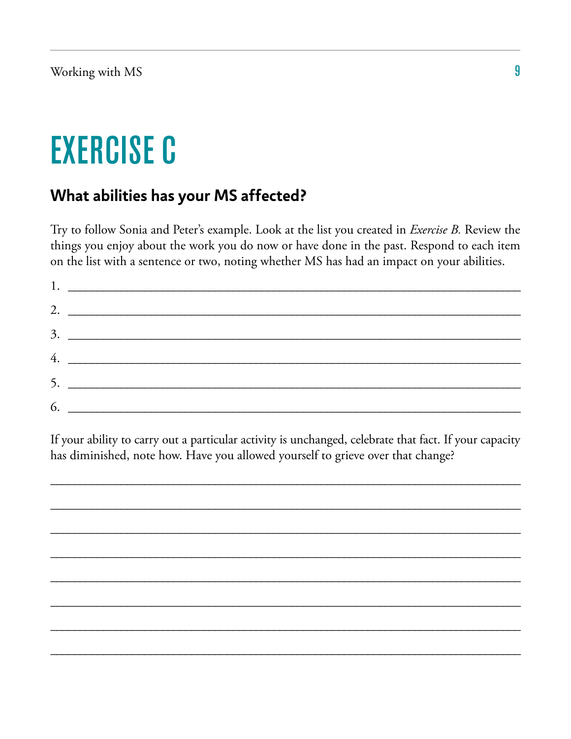# EXERCISE C

### What abilities has your MS affected?

Try to follow Sonia and Peter's example. Look at the list you created in *Exercise B.* Review the things you enjoy about the work you do now or have done in the past. Respond to each item on the list with a sentence or two, noting whether MS has had an impact on your abilities.

1. ______________________________________________________________________
2. ______________________________________________________________________
3. ______________________________________________________________________
4. ______________________________________________________________________
5. ______________________________________________________________________
6. ______________________________________________________________________

If your ability to carry out a particular activity is unchanged, celebrate that fact. If your capacity has diminished, note how. Have you allowed yourself to grieve over that change?

________________________________________________________________________

________________________________________________________________________

________________________________________________________________________

________________________________________________________________________

________________________________________________________________________

________________________________________________________________________

________________________________________________________________________

________________________________________________________________________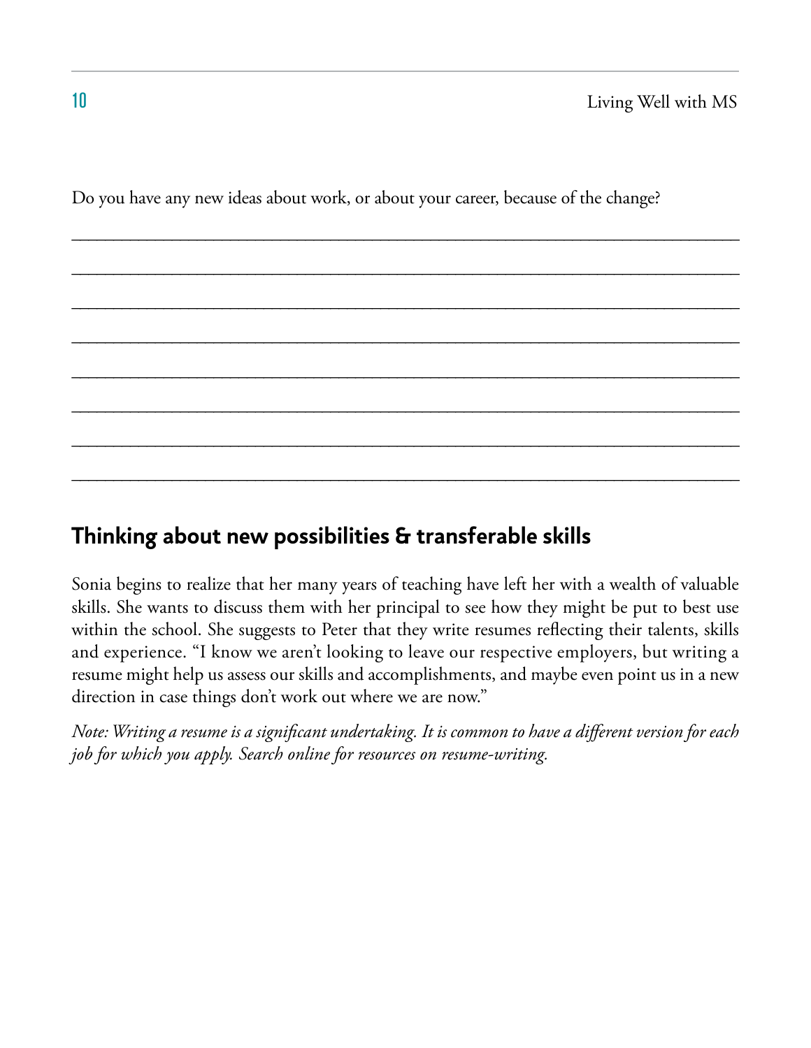Do you have any new ideas about work, or about your career, because of the change?

________________________________________________________________________

________________________________________________________________________

________________________________________________________________________

________________________________________________________________________

________________________________________________________________________

________________________________________________________________________

________________________________________________________________________

________________________________________________________________________

## Thinking about new possibilities & transferable skills

Sonia begins to realize that her many years of teaching have left her with a wealth of valuable skills. She wants to discuss them with her principal to see how they might be put to best use within the school. She suggests to Peter that they write resumes reflecting their talents, skills and experience. "I know we aren't looking to leave our respective employers, but writing a resume might help us assess our skills and accomplishments, and maybe even point us in a new direction in case things don't work out where we are now."

*Note: Writing a resume is a significant undertaking. It is common to have a different version for each job for which you apply. Search online for resources on resume-writing.*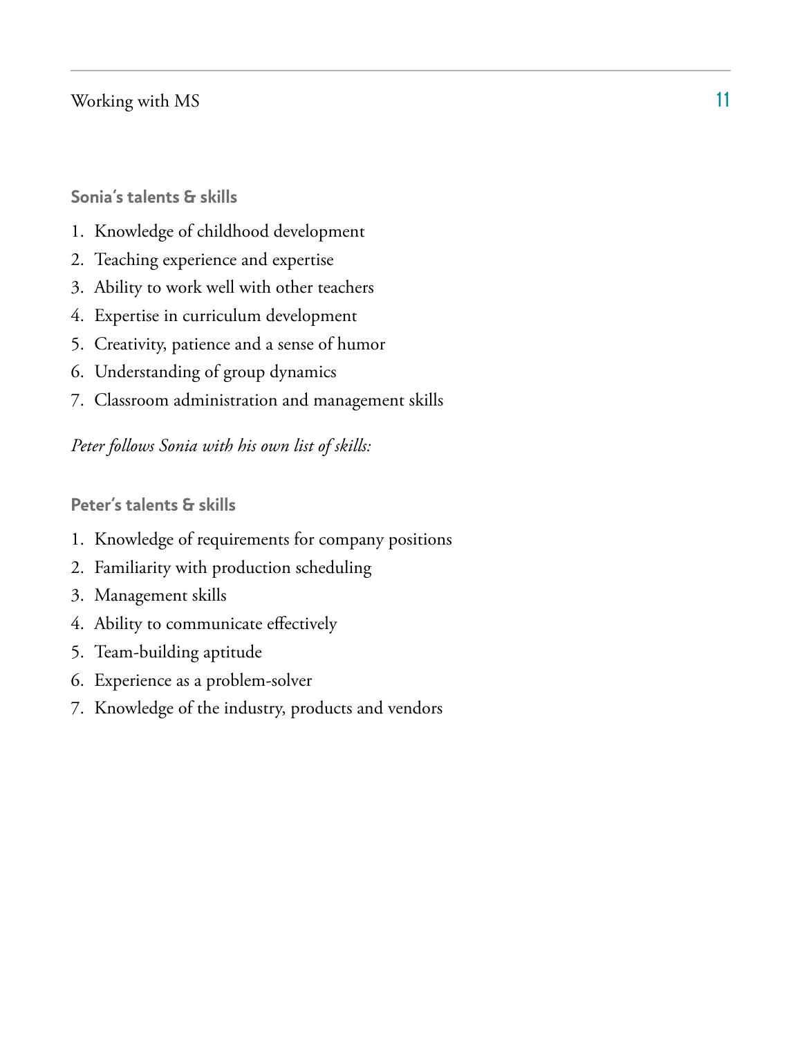### Sonia's talents & skills

1. Knowledge of childhood development
2. Teaching experience and expertise
3. Ability to work well with other teachers
4. Expertise in curriculum development
5. Creativity, patience and a sense of humor
6. Understanding of group dynamics
7. Classroom administration and management skills

*Peter follows Sonia with his own list of skills:*

### Peter's talents & skills

1. Knowledge of requirements for company positions
2. Familiarity with production scheduling
3. Management skills
4. Ability to communicate effectively
5. Team-building aptitude
6. Experience as a problem-solver
7. Knowledge of the industry, products and vendors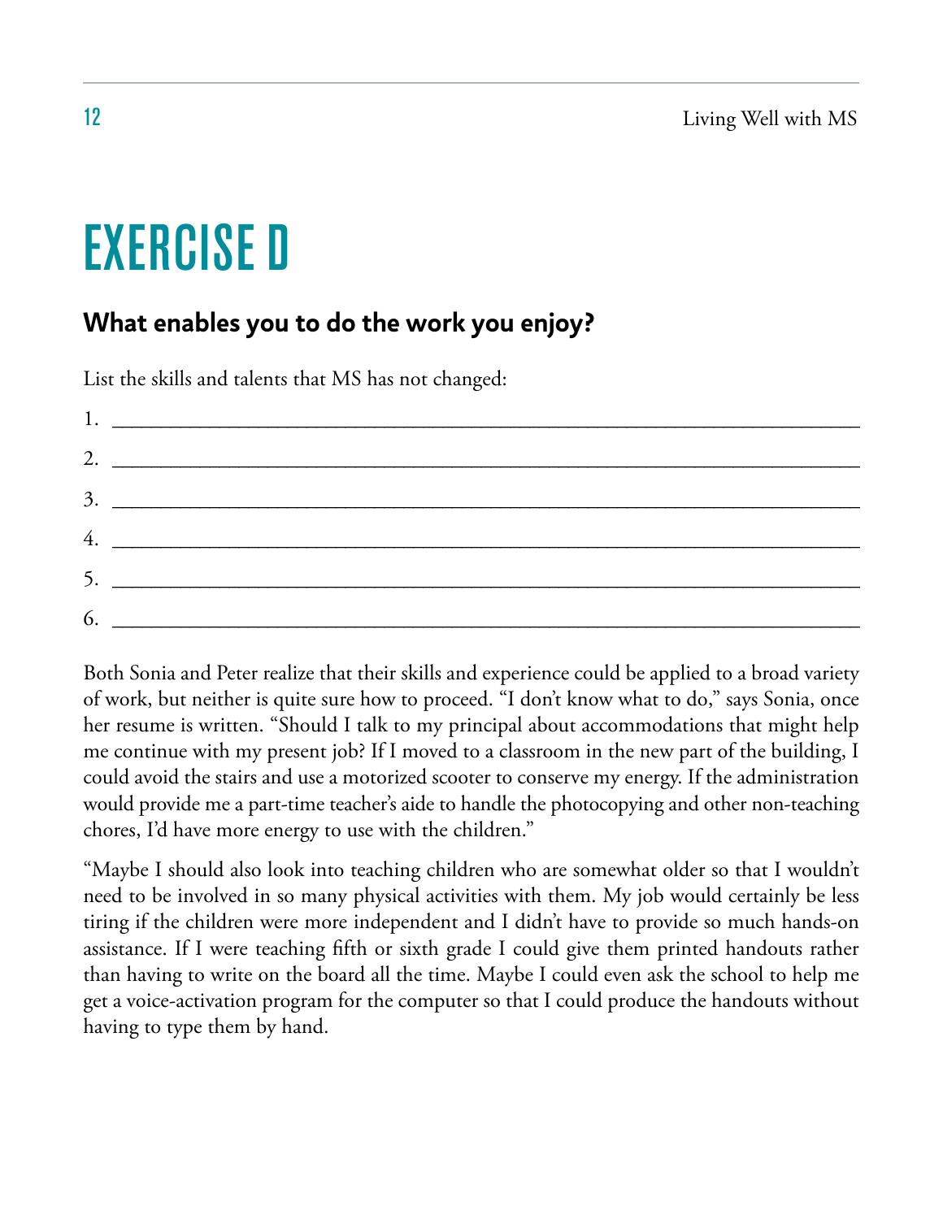# EXERCISE D

## What enables you to do the work you enjoy?

List the skills and talents that MS has not changed:

1. ______________________________________________________________________
2. ______________________________________________________________________
3. ______________________________________________________________________
4. ______________________________________________________________________
5. ______________________________________________________________________
6. ______________________________________________________________________

Both Sonia and Peter realize that their skills and experience could be applied to a broad variety of work, but neither is quite sure how to proceed. "I don't know what to do," says Sonia, once her resume is written. "Should I talk to my principal about accommodations that might help me continue with my present job? If I moved to a classroom in the new part of the building, I could avoid the stairs and use a motorized scooter to conserve my energy. If the administration would provide me a part-time teacher's aide to handle the photocopying and other non-teaching chores, I'd have more energy to use with the children."

"Maybe I should also look into teaching children who are somewhat older so that I wouldn't need to be involved in so many physical activities with them. My job would certainly be less tiring if the children were more independent and I didn't have to provide so much hands-on assistance. If I were teaching fifth or sixth grade I could give them printed handouts rather than having to write on the board all the time. Maybe I could even ask the school to help me get a voice-activation program for the computer so that I could produce the handouts without having to type them by hand.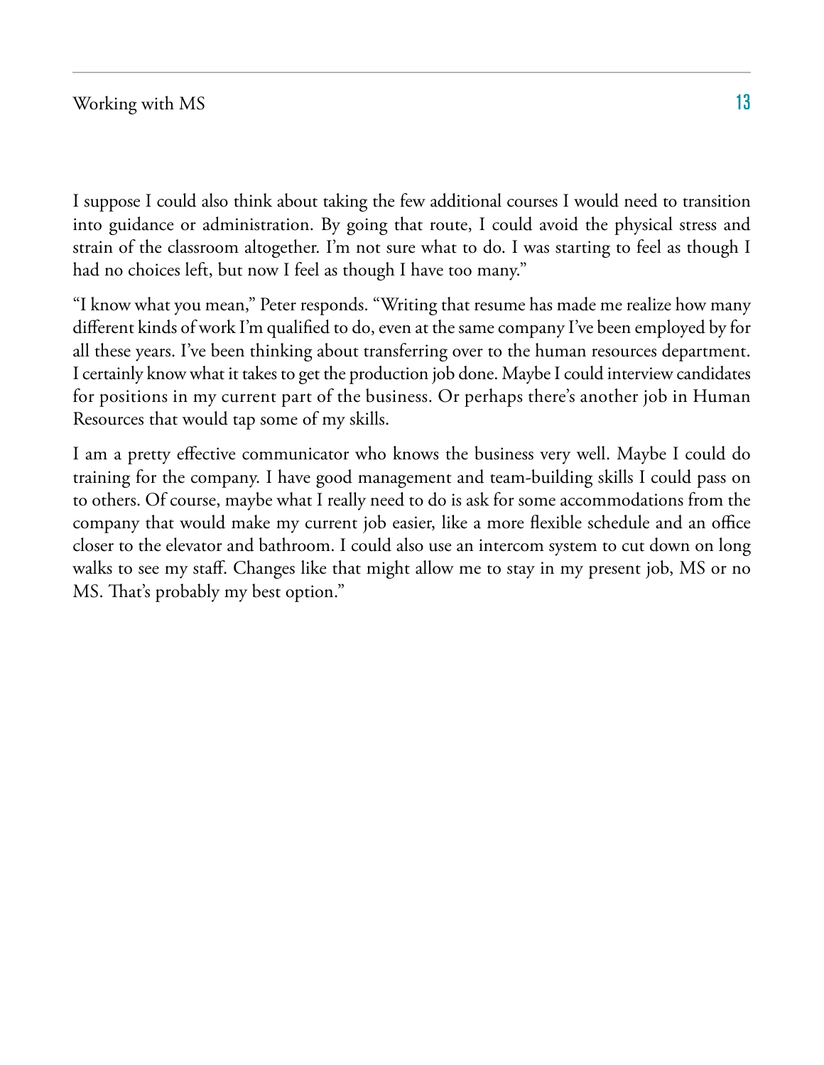I suppose I could also think about taking the few additional courses I would need to transition into guidance or administration. By going that route, I could avoid the physical stress and strain of the classroom altogether. I'm not sure what to do. I was starting to feel as though I had no choices left, but now I feel as though I have too many."

"I know what you mean," Peter responds. "Writing that resume has made me realize how many different kinds of work I'm qualified to do, even at the same company I've been employed by for all these years. I've been thinking about transferring over to the human resources department. I certainly know what it takes to get the production job done. Maybe I could interview candidates for positions in my current part of the business. Or perhaps there's another job in Human Resources that would tap some of my skills.

I am a pretty effective communicator who knows the business very well. Maybe I could do training for the company. I have good management and team-building skills I could pass on to others. Of course, maybe what I really need to do is ask for some accommodations from the company that would make my current job easier, like a more flexible schedule and an office closer to the elevator and bathroom. I could also use an intercom system to cut down on long walks to see my staff. Changes like that might allow me to stay in my present job, MS or no MS. That's probably my best option."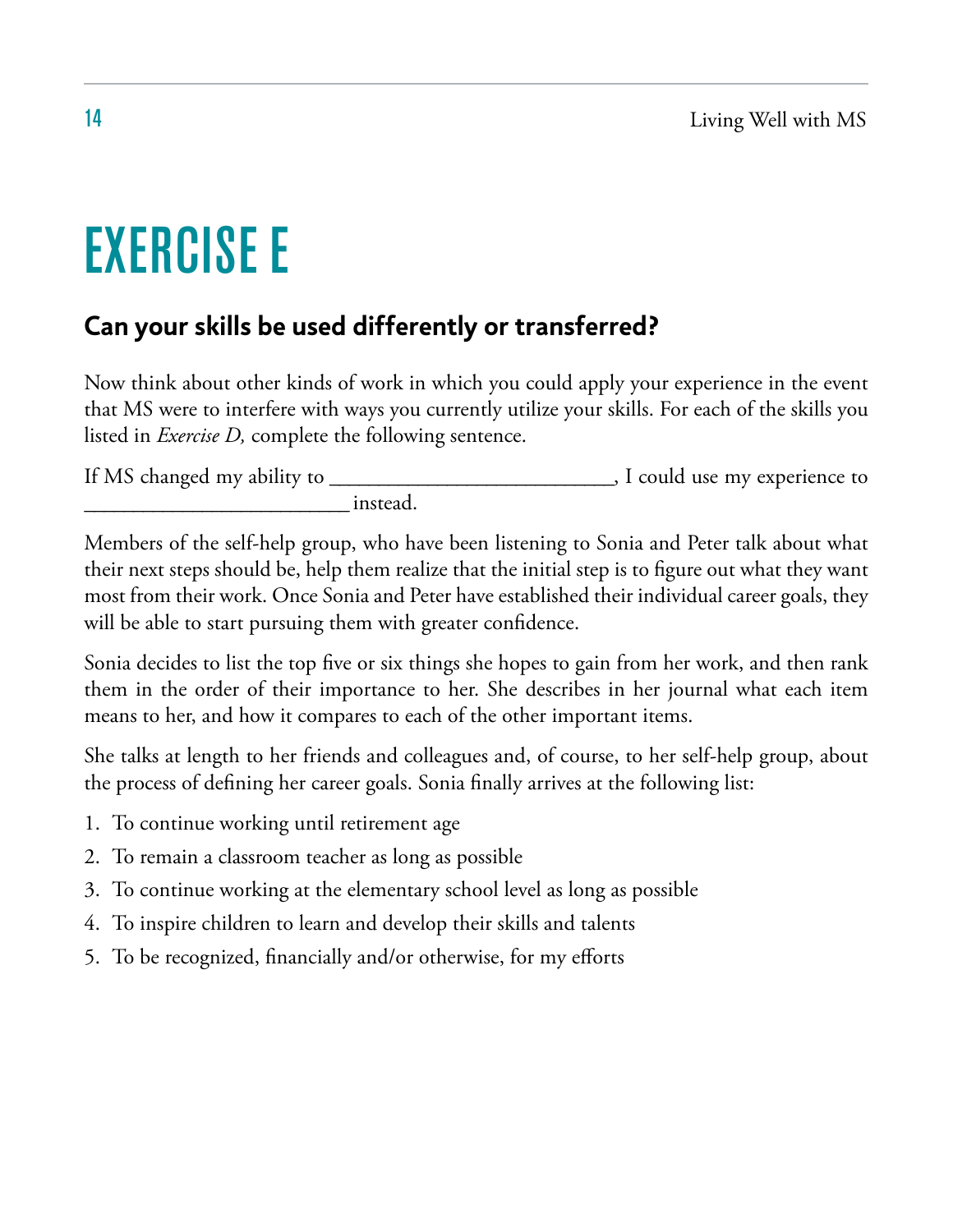# EXERCISE E

## Can your skills be used differently or transferred?

Now think about other kinds of work in which you could apply your experience in the event that MS were to interfere with ways you currently utilize your skills. For each of the skills you listed in *Exercise D,* complete the following sentence.

If MS changed my ability to __________________________, I could use my experience to _________________________ instead.

Members of the self-help group, who have been listening to Sonia and Peter talk about what their next steps should be, help them realize that the initial step is to figure out what they want most from their work. Once Sonia and Peter have established their individual career goals, they will be able to start pursuing them with greater confidence.

Sonia decides to list the top five or six things she hopes to gain from her work, and then rank them in the order of their importance to her. She describes in her journal what each item means to her, and how it compares to each of the other important items.

She talks at length to her friends and colleagues and, of course, to her self-help group, about the process of defining her career goals. Sonia finally arrives at the following list:

1. To continue working until retirement age
2. To remain a classroom teacher as long as possible
3. To continue working at the elementary school level as long as possible
4. To inspire children to learn and develop their skills and talents
5. To be recognized, financially and/or otherwise, for my efforts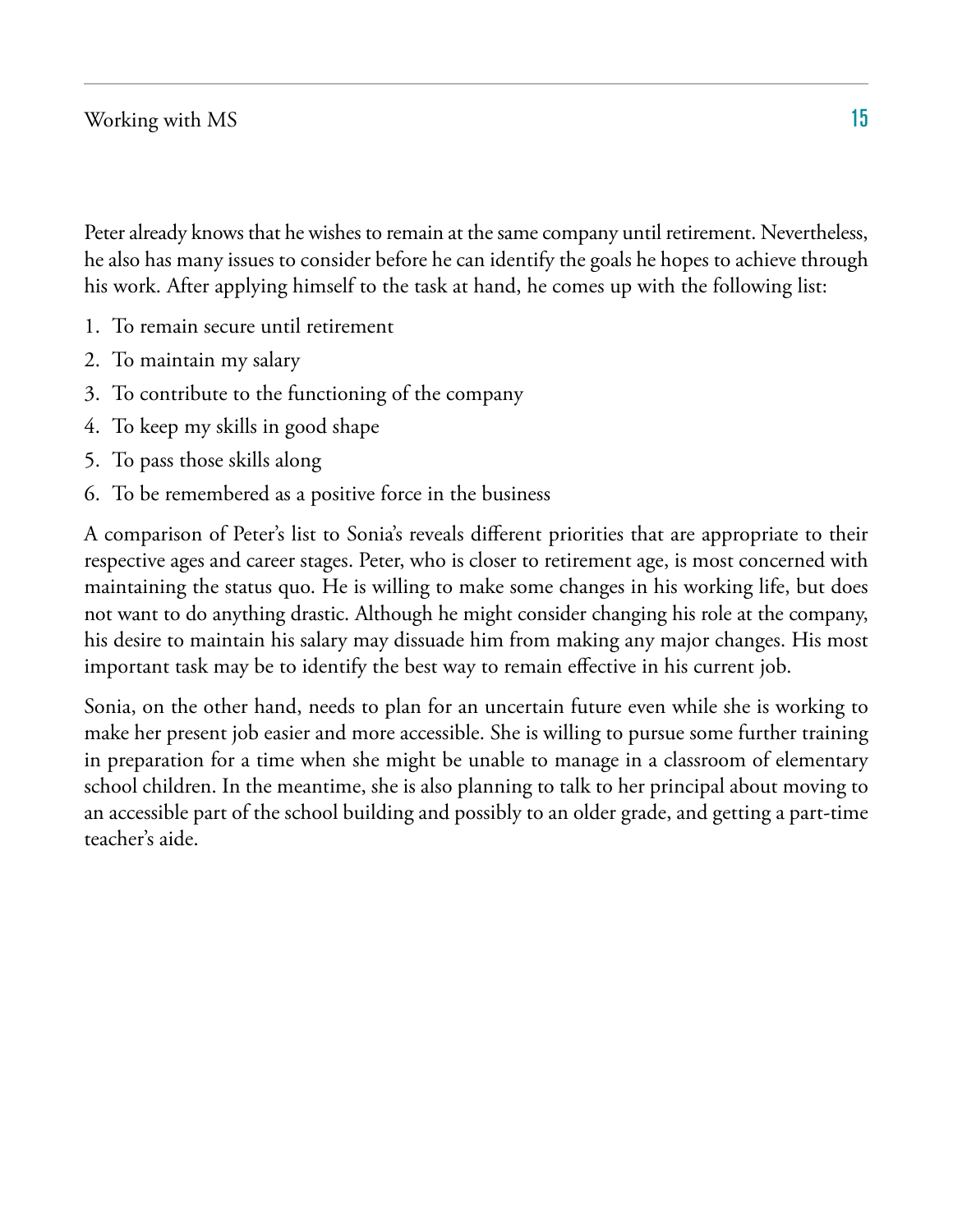Peter already knows that he wishes to remain at the same company until retirement. Nevertheless, he also has many issues to consider before he can identify the goals he hopes to achieve through his work. After applying himself to the task at hand, he comes up with the following list:

1. To remain secure until retirement
2. To maintain my salary
3. To contribute to the functioning of the company
4. To keep my skills in good shape
5. To pass those skills along
6. To be remembered as a positive force in the business

A comparison of Peter's list to Sonia's reveals different priorities that are appropriate to their respective ages and career stages. Peter, who is closer to retirement age, is most concerned with maintaining the status quo. He is willing to make some changes in his working life, but does not want to do anything drastic. Although he might consider changing his role at the company, his desire to maintain his salary may dissuade him from making any major changes. His most important task may be to identify the best way to remain effective in his current job.

Sonia, on the other hand, needs to plan for an uncertain future even while she is working to make her present job easier and more accessible. She is willing to pursue some further training in preparation for a time when she might be unable to manage in a classroom of elementary school children. In the meantime, she is also planning to talk to her principal about moving to an accessible part of the school building and possibly to an older grade, and getting a part-time teacher's aide.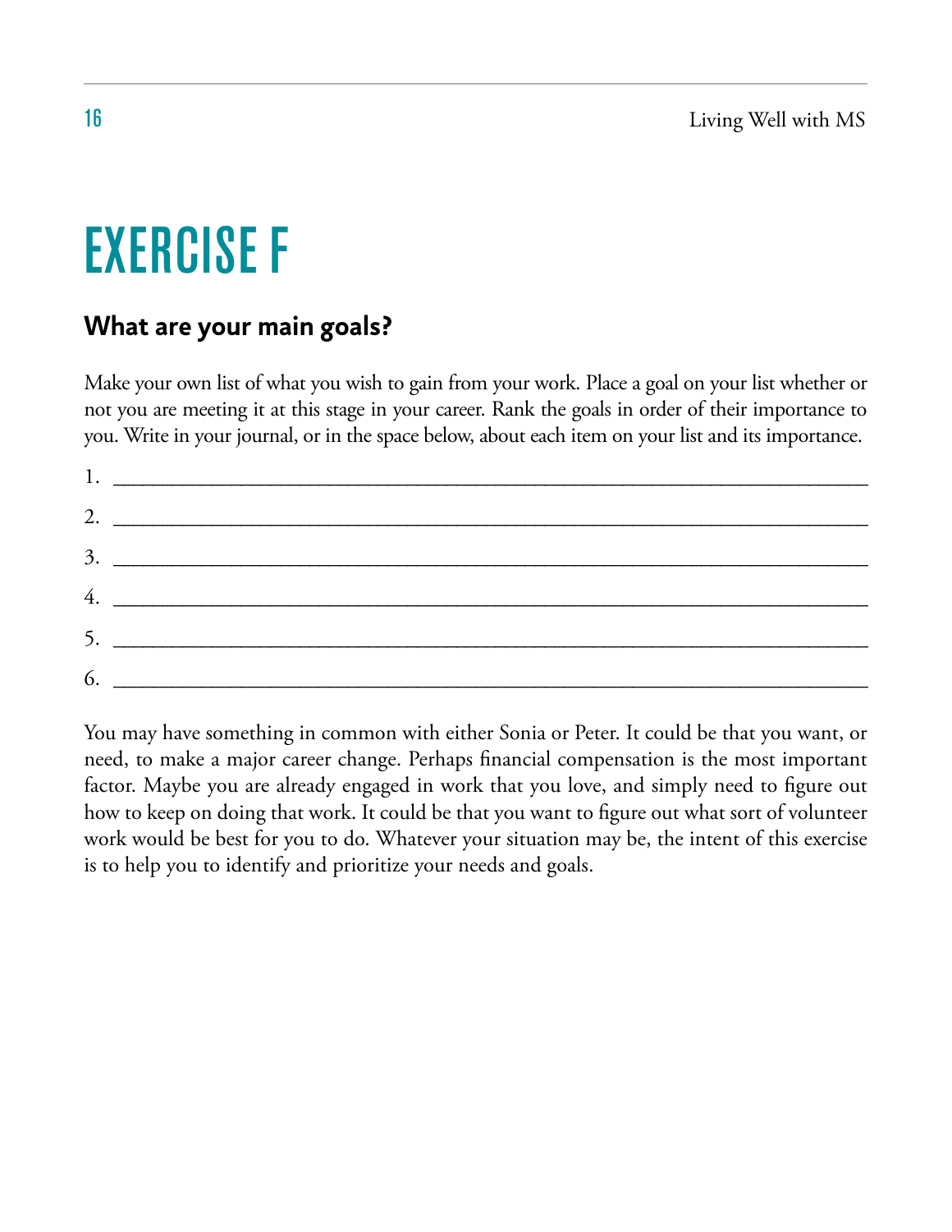# EXERCISE F

## What are your main goals?

Make your own list of what you wish to gain from your work. Place a goal on your list whether or not you are meeting it at this stage in your career. Rank the goals in order of their importance to you. Write in your journal, or in the space below, about each item on your list and its importance.

1. ______________________________________________________________________
2. ______________________________________________________________________
3. ______________________________________________________________________
4. ______________________________________________________________________
5. ______________________________________________________________________
6. ______________________________________________________________________

You may have something in common with either Sonia or Peter. It could be that you want, or need, to make a major career change. Perhaps financial compensation is the most important factor. Maybe you are already engaged in work that you love, and simply need to figure out how to keep on doing that work. It could be that you want to figure out what sort of volunteer work would be best for you to do. Whatever your situation may be, the intent of this exercise is to help you to identify and prioritize your needs and goals.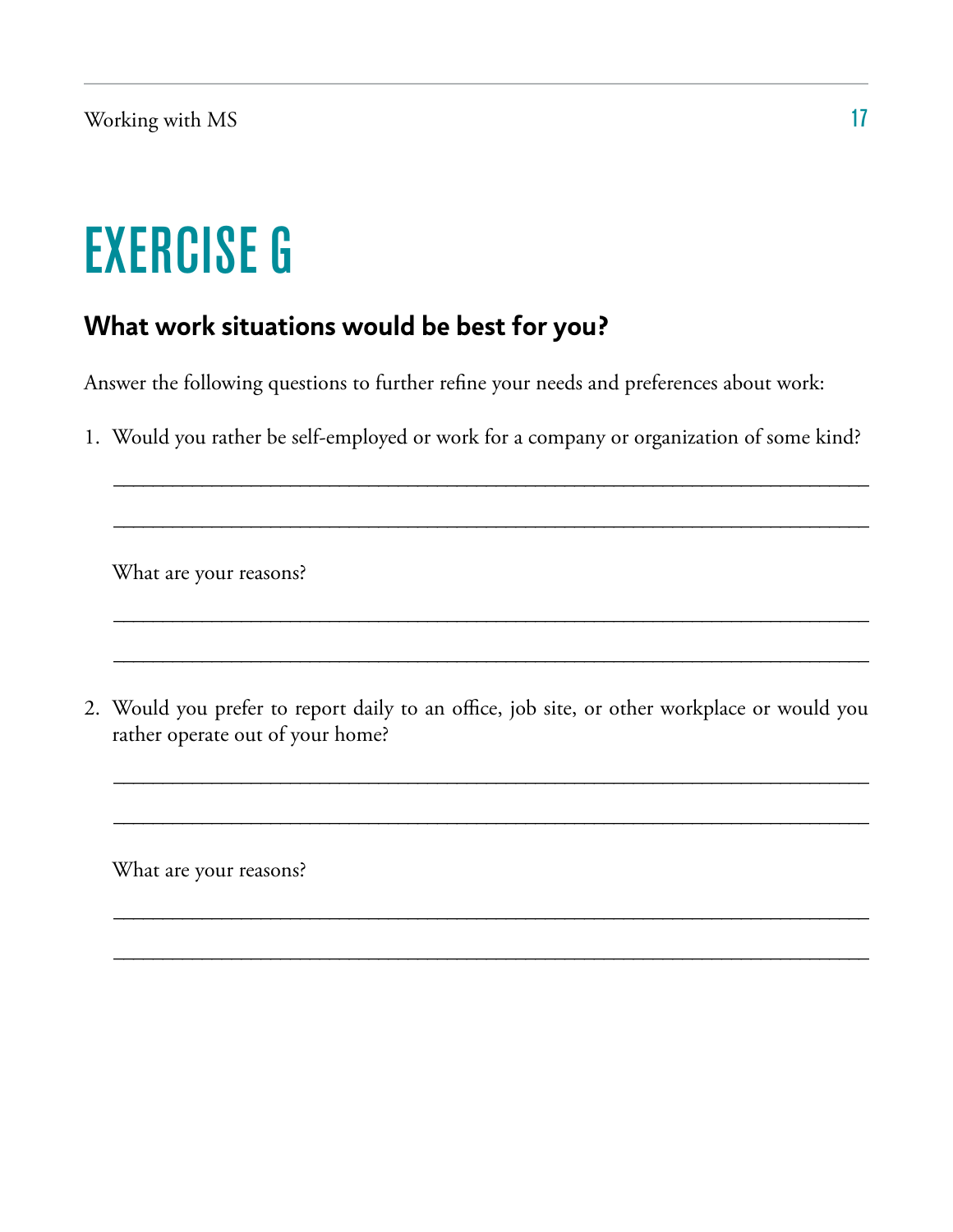# EXERCISE G

## What work situations would be best for you?

Answer the following questions to further refine your needs and preferences about work:

1. Would you rather be self-employed or work for a company or organization of some kind?

   ___________________________________________________________________________

   ___________________________________________________________________________

   What are your reasons?

   ___________________________________________________________________________

   ___________________________________________________________________________

2. Would you prefer to report daily to an office, job site, or other workplace or would you rather operate out of your home?

   ___________________________________________________________________________

   ___________________________________________________________________________

   What are your reasons?

   ___________________________________________________________________________

   ___________________________________________________________________________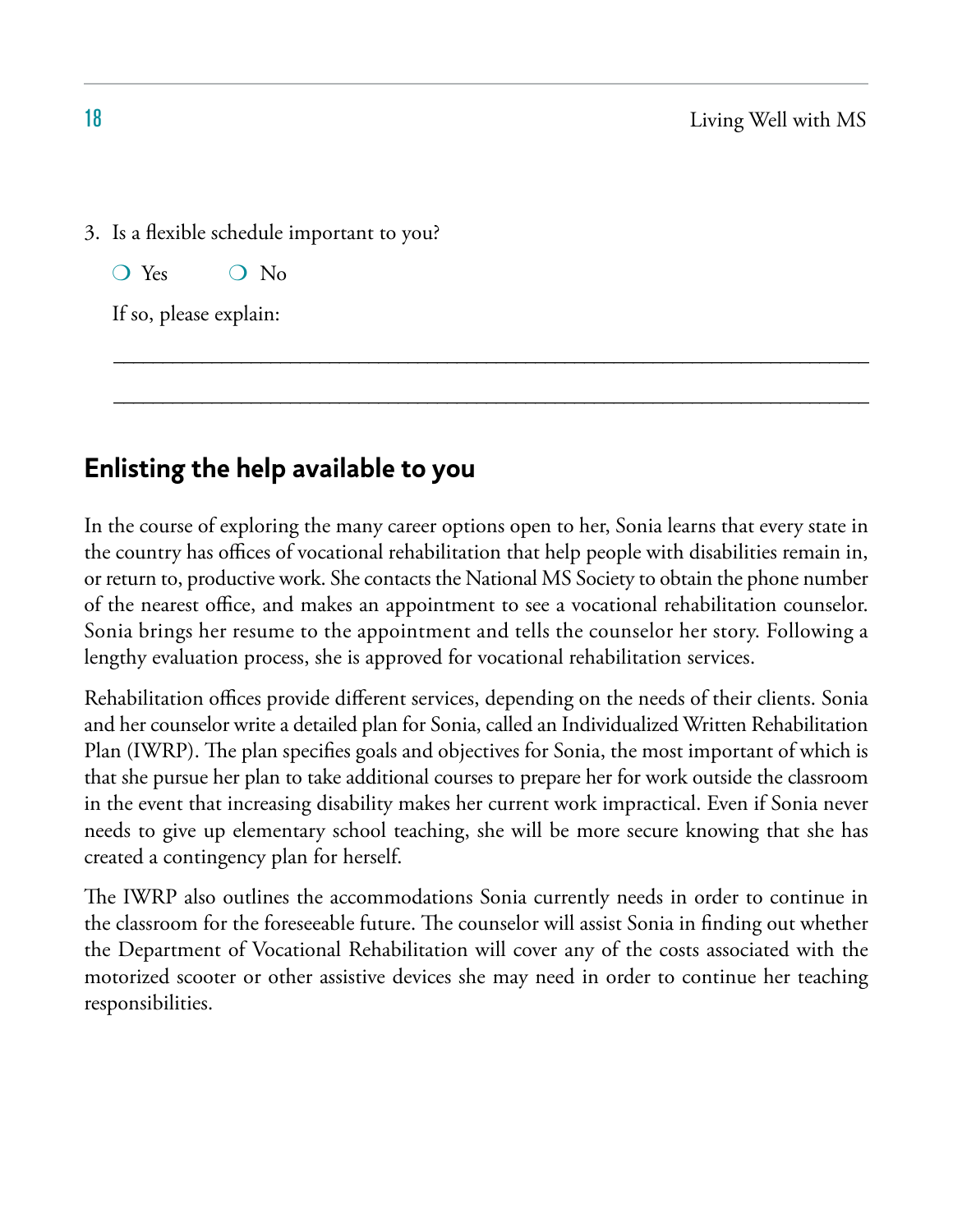3. Is a flexible schedule important to you?

   ❍ Yes ❍ No

   If so, please explain:

   ______________________________________________________________________

   ______________________________________________________________________

## Enlisting the help available to you

In the course of exploring the many career options open to her, Sonia learns that every state in the country has offices of vocational rehabilitation that help people with disabilities remain in, or return to, productive work. She contacts the National MS Society to obtain the phone number of the nearest office, and makes an appointment to see a vocational rehabilitation counselor. Sonia brings her resume to the appointment and tells the counselor her story. Following a lengthy evaluation process, she is approved for vocational rehabilitation services.

Rehabilitation offices provide different services, depending on the needs of their clients. Sonia and her counselor write a detailed plan for Sonia, called an Individualized Written Rehabilitation Plan (IWRP). The plan specifies goals and objectives for Sonia, the most important of which is that she pursue her plan to take additional courses to prepare her for work outside the classroom in the event that increasing disability makes her current work impractical. Even if Sonia never needs to give up elementary school teaching, she will be more secure knowing that she has created a contingency plan for herself.

The IWRP also outlines the accommodations Sonia currently needs in order to continue in the classroom for the foreseeable future. The counselor will assist Sonia in finding out whether the Department of Vocational Rehabilitation will cover any of the costs associated with the motorized scooter or other assistive devices she may need in order to continue her teaching responsibilities.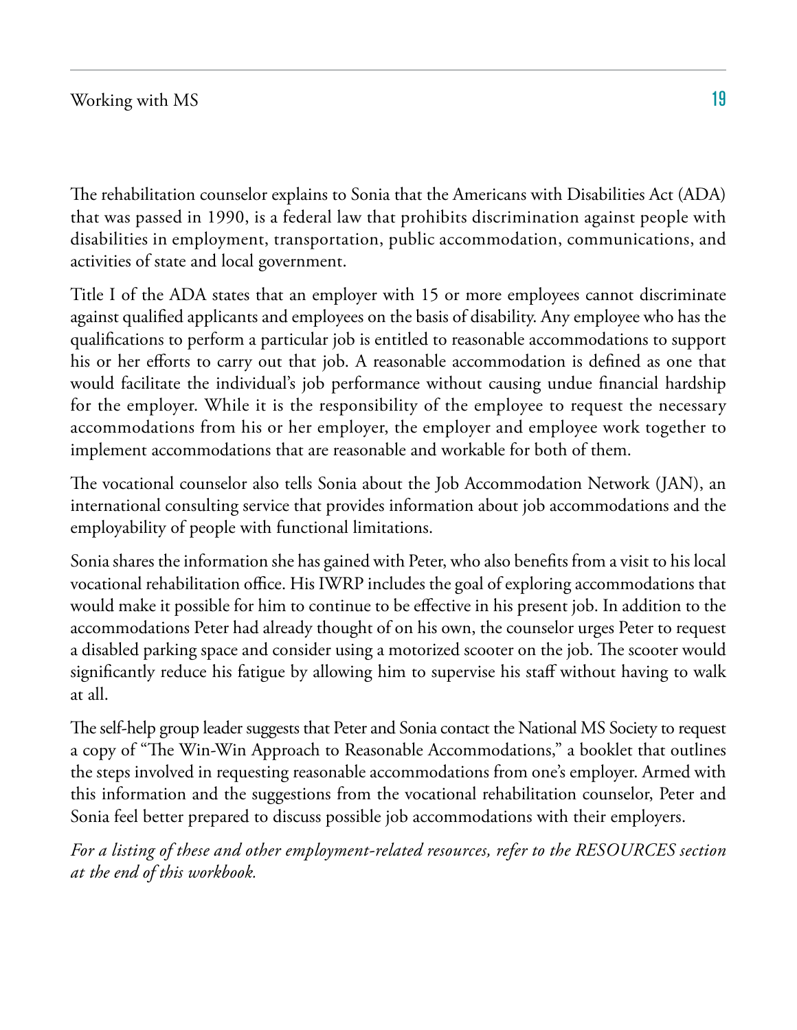The rehabilitation counselor explains to Sonia that the Americans with Disabilities Act (ADA) that was passed in 1990, is a federal law that prohibits discrimination against people with disabilities in employment, transportation, public accommodation, communications, and activities of state and local government.

Title I of the ADA states that an employer with 15 or more employees cannot discriminate against qualified applicants and employees on the basis of disability. Any employee who has the qualifications to perform a particular job is entitled to reasonable accommodations to support his or her efforts to carry out that job. A reasonable accommodation is defined as one that would facilitate the individual's job performance without causing undue financial hardship for the employer. While it is the responsibility of the employee to request the necessary accommodations from his or her employer, the employer and employee work together to implement accommodations that are reasonable and workable for both of them.

The vocational counselor also tells Sonia about the Job Accommodation Network (JAN), an international consulting service that provides information about job accommodations and the employability of people with functional limitations.

Sonia shares the information she has gained with Peter, who also benefits from a visit to his local vocational rehabilitation office. His IWRP includes the goal of exploring accommodations that would make it possible for him to continue to be effective in his present job. In addition to the accommodations Peter had already thought of on his own, the counselor urges Peter to request a disabled parking space and consider using a motorized scooter on the job. The scooter would significantly reduce his fatigue by allowing him to supervise his staff without having to walk at all.

The self-help group leader suggests that Peter and Sonia contact the National MS Society to request a copy of "The Win-Win Approach to Reasonable Accommodations," a booklet that outlines the steps involved in requesting reasonable accommodations from one's employer. Armed with this information and the suggestions from the vocational rehabilitation counselor, Peter and Sonia feel better prepared to discuss possible job accommodations with their employers.

*For a listing of these and other employment-related resources, refer to the RESOURCES section at the end of this workbook.*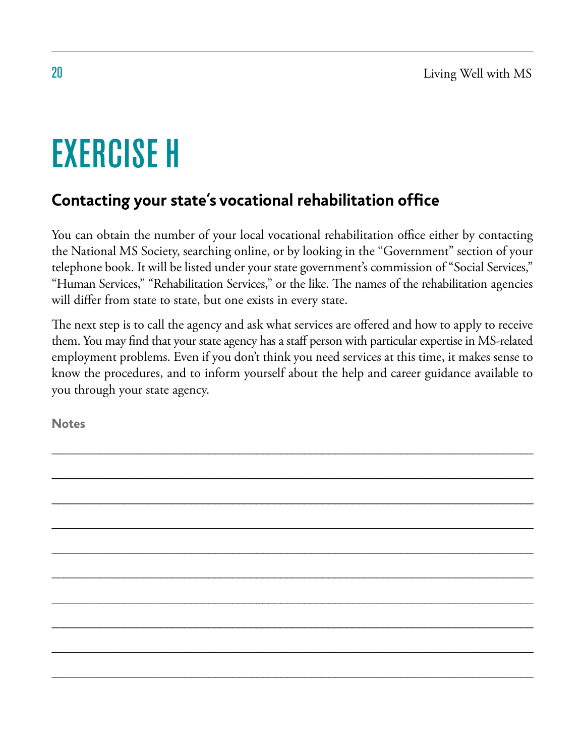# EXERCISE H

## Contacting your state's vocational rehabilitation office

You can obtain the number of your local vocational rehabilitation office either by contacting the National MS Society, searching online, or by looking in the "Government" section of your telephone book. It will be listed under your state government's commission of "Social Services," "Human Services," "Rehabilitation Services," or the like. The names of the rehabilitation agencies will differ from state to state, but one exists in every state.

The next step is to call the agency and ask what services are offered and how to apply to receive them. You may find that your state agency has a staff person with particular expertise in MS-related employment problems. Even if you don't think you need services at this time, it makes sense to know the procedures, and to inform yourself about the help and career guidance available to you through your state agency.

**Notes**

______________________________________________________________________________

______________________________________________________________________________

______________________________________________________________________________

______________________________________________________________________________

______________________________________________________________________________

______________________________________________________________________________

______________________________________________________________________________

______________________________________________________________________________

______________________________________________________________________________

______________________________________________________________________________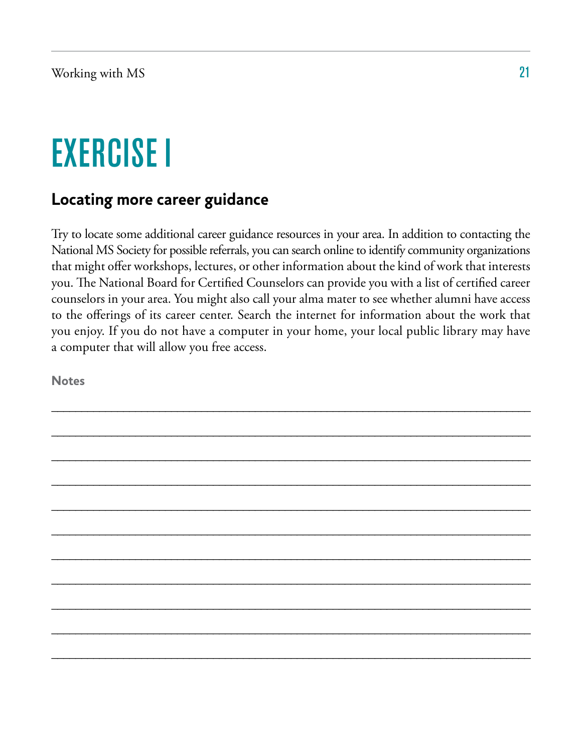# EXERCISE I

## Locating more career guidance

Try to locate some additional career guidance resources in your area. In addition to contacting the National MS Society for possible referrals, you can search online to identify community organizations that might offer workshops, lectures, or other information about the kind of work that interests you. The National Board for Certified Counselors can provide you with a list of certified career counselors in your area. You might also call your alma mater to see whether alumni have access to the offerings of its career center. Search the internet for information about the work that you enjoy. If you do not have a computer in your home, your local public library may have a computer that will allow you free access.

**Notes**

___________________________________________________________________________

___________________________________________________________________________

___________________________________________________________________________

___________________________________________________________________________

___________________________________________________________________________

___________________________________________________________________________

___________________________________________________________________________

___________________________________________________________________________

___________________________________________________________________________

___________________________________________________________________________

___________________________________________________________________________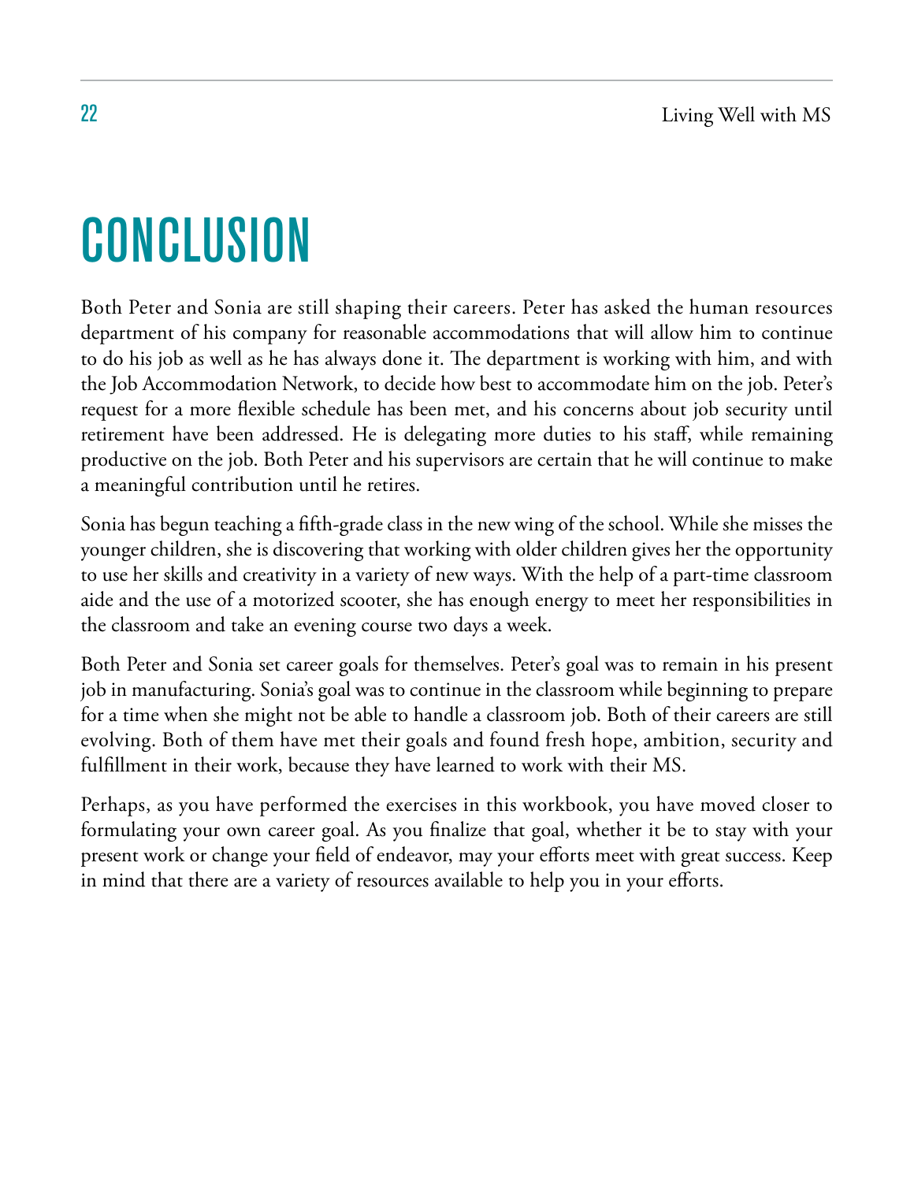# CONCLUSION

Both Peter and Sonia are still shaping their careers. Peter has asked the human resources department of his company for reasonable accommodations that will allow him to continue to do his job as well as he has always done it. The department is working with him, and with the Job Accommodation Network, to decide how best to accommodate him on the job. Peter's request for a more flexible schedule has been met, and his concerns about job security until retirement have been addressed. He is delegating more duties to his staff, while remaining productive on the job. Both Peter and his supervisors are certain that he will continue to make a meaningful contribution until he retires.

Sonia has begun teaching a fifth-grade class in the new wing of the school. While she misses the younger children, she is discovering that working with older children gives her the opportunity to use her skills and creativity in a variety of new ways. With the help of a part-time classroom aide and the use of a motorized scooter, she has enough energy to meet her responsibilities in the classroom and take an evening course two days a week.

Both Peter and Sonia set career goals for themselves. Peter's goal was to remain in his present job in manufacturing. Sonia's goal was to continue in the classroom while beginning to prepare for a time when she might not be able to handle a classroom job. Both of their careers are still evolving. Both of them have met their goals and found fresh hope, ambition, security and fulfillment in their work, because they have learned to work with their MS.

Perhaps, as you have performed the exercises in this workbook, you have moved closer to formulating your own career goal. As you finalize that goal, whether it be to stay with your present work or change your field of endeavor, may your efforts meet with great success. Keep in mind that there are a variety of resources available to help you in your efforts.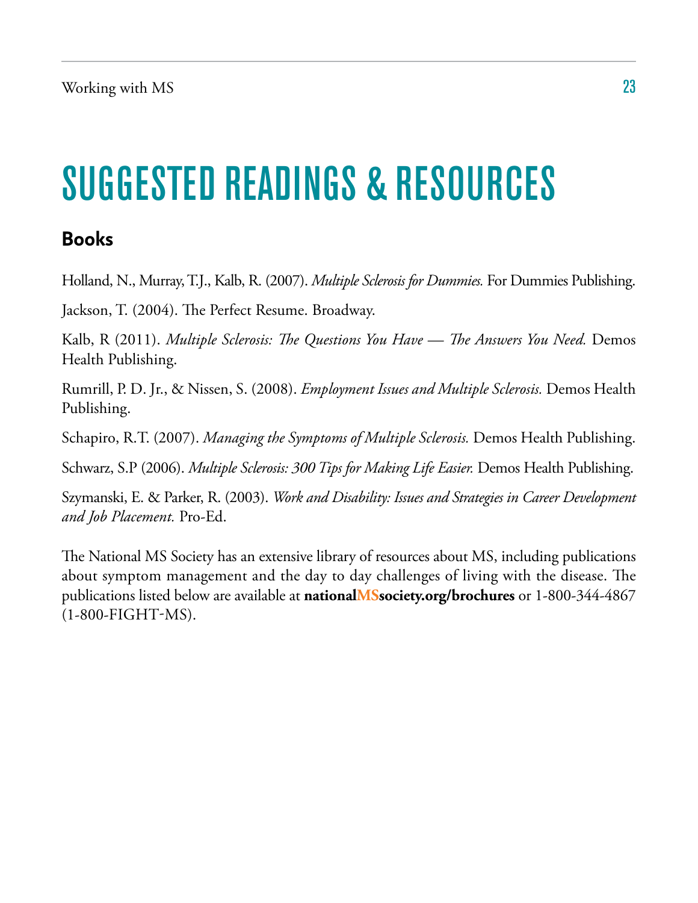# SUGGESTED READINGS & RESOURCES

## Books

Holland, N., Murray, T.J., Kalb, R. (2007). *Multiple Sclerosis for Dummies.* For Dummies Publishing.

Jackson, T. (2004). The Perfect Resume. Broadway.

Kalb, R (2011). *Multiple Sclerosis: The Questions You Have — The Answers You Need.* Demos Health Publishing.

Rumrill, P. D. Jr., & Nissen, S. (2008). *Employment Issues and Multiple Sclerosis.* Demos Health Publishing.

Schapiro, R.T. (2007). *Managing the Symptoms of Multiple Sclerosis.* Demos Health Publishing.

Schwarz, S.P (2006). *Multiple Sclerosis: 300 Tips for Making Life Easier.* Demos Health Publishing.

Szymanski, E. & Parker, R. (2003). *Work and Disability: Issues and Strategies in Career Development and Job Placement.* Pro-Ed.

The National MS Society has an extensive library of resources about MS, including publications about symptom management and the day to day challenges of living with the disease. The publications listed below are available at **nationalMSsociety.org/brochures** or 1-800-344-4867 (1-800-FIGHT-MS).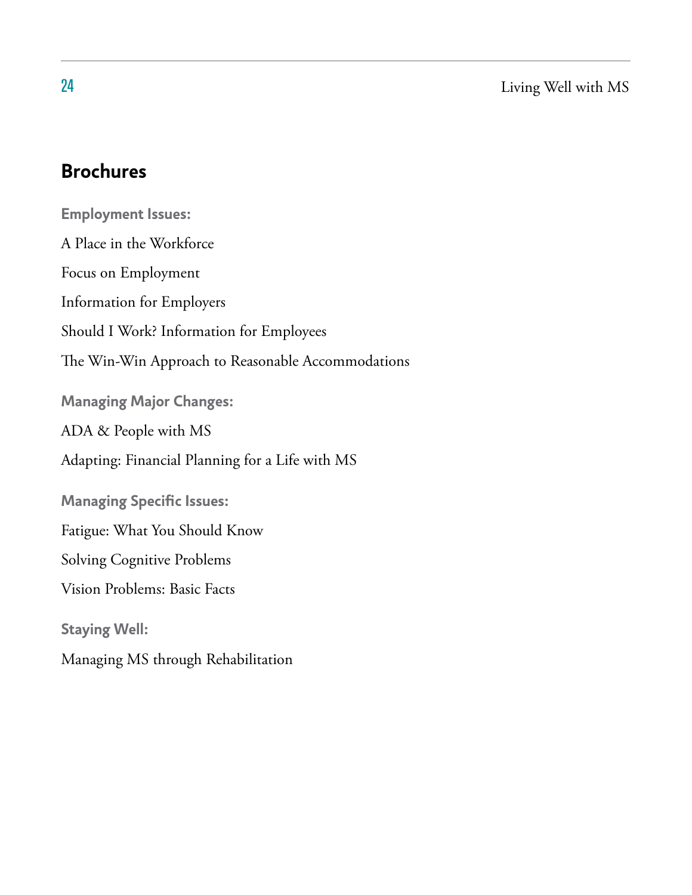## Brochures

**Employment Issues:**

A Place in the Workforce

Focus on Employment

Information for Employers

Should I Work? Information for Employees

The Win-Win Approach to Reasonable Accommodations

**Managing Major Changes:**

ADA & People with MS

Adapting: Financial Planning for a Life with MS

**Managing Specific Issues:**

Fatigue: What You Should Know

Solving Cognitive Problems

Vision Problems: Basic Facts

**Staying Well:**

Managing MS through Rehabilitation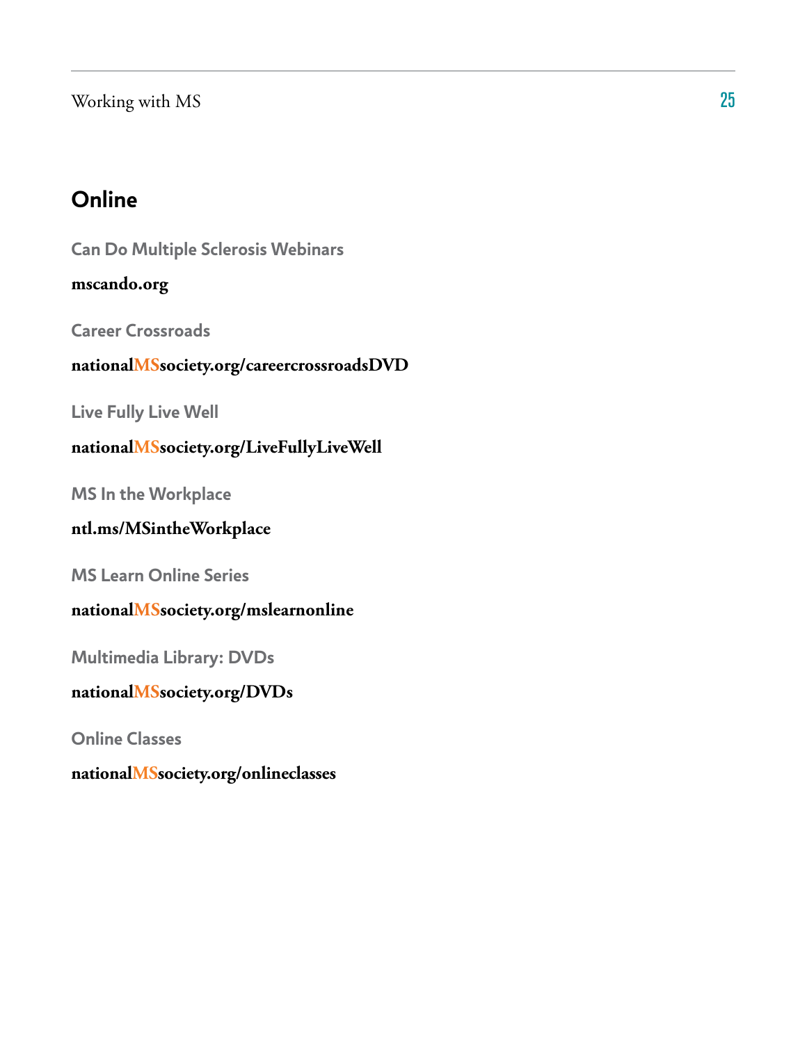## Online

### Can Do Multiple Sclerosis Webinars

**mscando.org**

### Career Crossroads

**nationalMSsociety.org/careercrossroadsDVD**

### Live Fully Live Well

**nationalMSsociety.org/LiveFullyLiveWell**

### MS In the Workplace

**ntl.ms/MSintheWorkplace**

### MS Learn Online Series

**nationalMSsociety.org/mslearnonline**

### Multimedia Library: DVDs

**nationalMSsociety.org/DVDs**

### Online Classes

**nationalMSsociety.org/onlineclasses**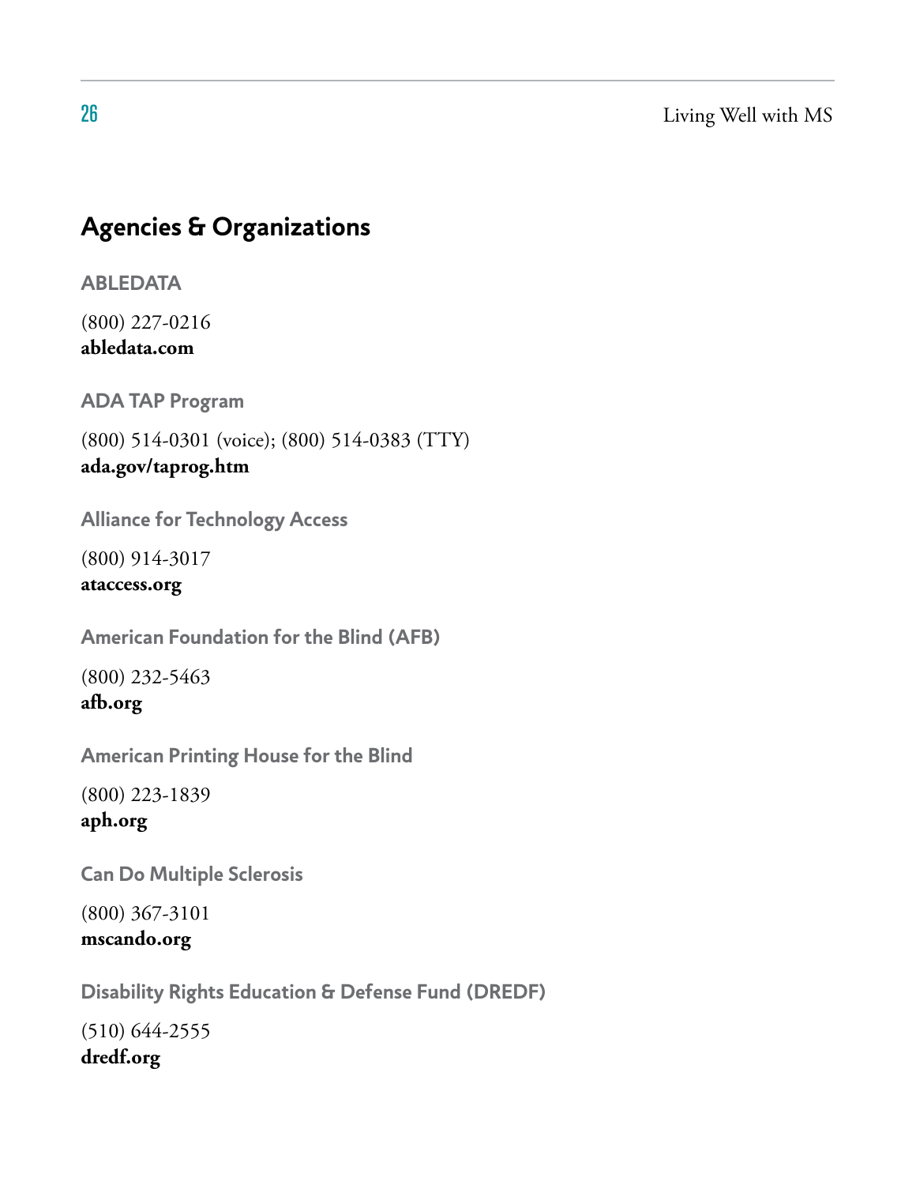## Agencies & Organizations

### ABLEDATA

(800) 227-0216
**abledata.com**

### ADA TAP Program

(800) 514-0301 (voice); (800) 514-0383 (TTY)
**ada.gov/taprog.htm**

### Alliance for Technology Access

(800) 914-3017
**ataccess.org**

### American Foundation for the Blind (AFB)

(800) 232-5463
**afb.org**

### American Printing House for the Blind

(800) 223-1839
**aph.org**

### Can Do Multiple Sclerosis

(800) 367-3101
**mscando.org**

### Disability Rights Education & Defense Fund (DREDF)

(510) 644-2555
**dredf.org**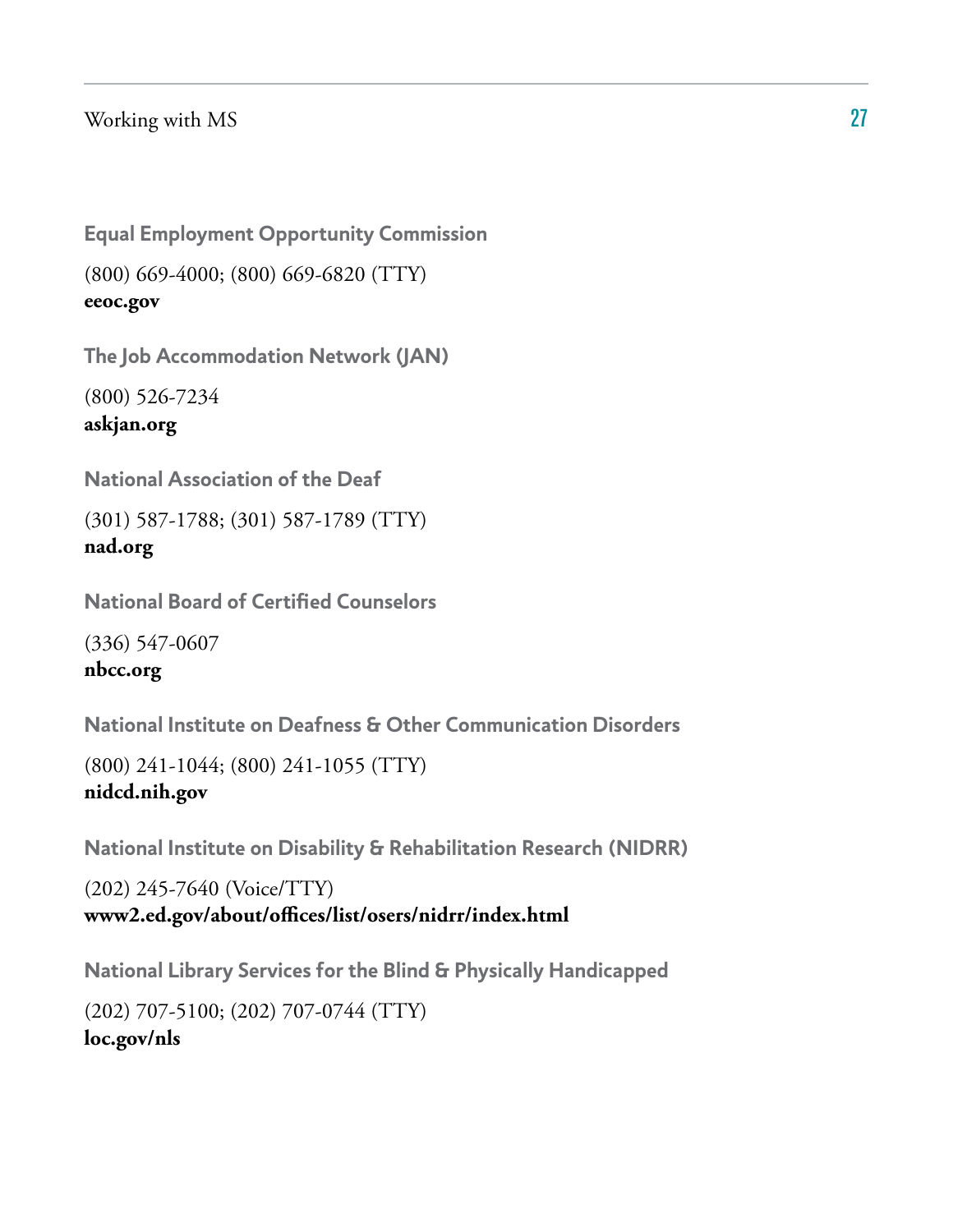### Equal Employment Opportunity Commission

(800) 669-4000; (800) 669-6820 (TTY)
**eeoc.gov**

### The Job Accommodation Network (JAN)

(800) 526-7234
**askjan.org**

### National Association of the Deaf

(301) 587-1788; (301) 587-1789 (TTY)
**nad.org**

### National Board of Certified Counselors

(336) 547-0607
**nbcc.org**

### National Institute on Deafness & Other Communication Disorders

(800) 241-1044; (800) 241-1055 (TTY)
**nidcd.nih.gov**

### National Institute on Disability & Rehabilitation Research (NIDRR)

(202) 245-7640 (Voice/TTY)
**www2.ed.gov/about/offices/list/osers/nidrr/index.html**

### National Library Services for the Blind & Physically Handicapped

(202) 707-5100; (202) 707-0744 (TTY)
**loc.gov/nls**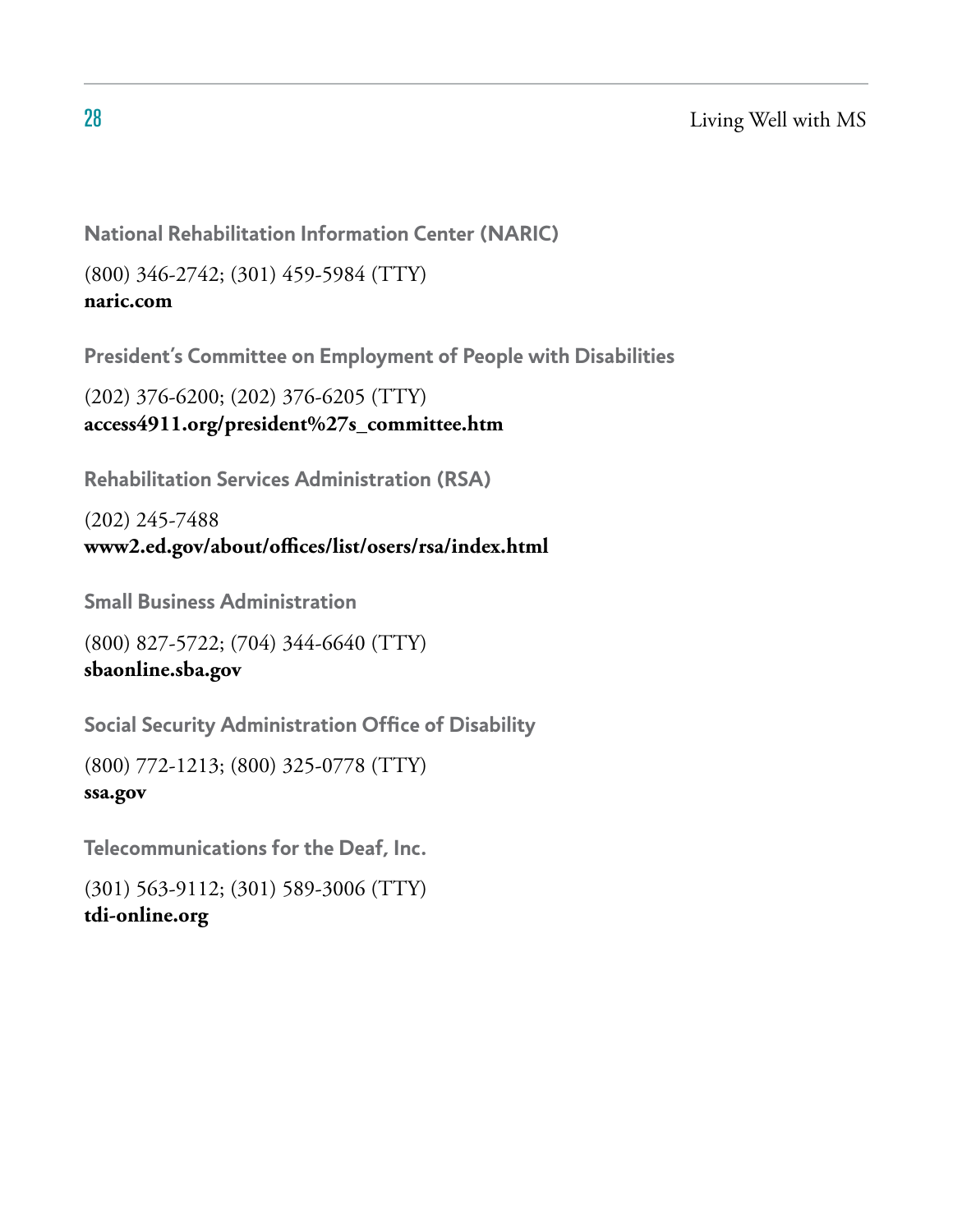### National Rehabilitation Information Center (NARIC)

(800) 346-2742; (301) 459-5984 (TTY)
**naric.com**

### President's Committee on Employment of People with Disabilities

(202) 376-6200; (202) 376-6205 (TTY)
**access4911.org/president%27s_committee.htm**

### Rehabilitation Services Administration (RSA)

(202) 245-7488
**www2.ed.gov/about/offices/list/osers/rsa/index.html**

### Small Business Administration

(800) 827-5722; (704) 344-6640 (TTY)
**sbaonline.sba.gov**

### Social Security Administration Office of Disability

(800) 772-1213; (800) 325-0778 (TTY)
**ssa.gov**

### Telecommunications for the Deaf, Inc.

(301) 563-9112; (301) 589-3006 (TTY)
**tdi-online.org**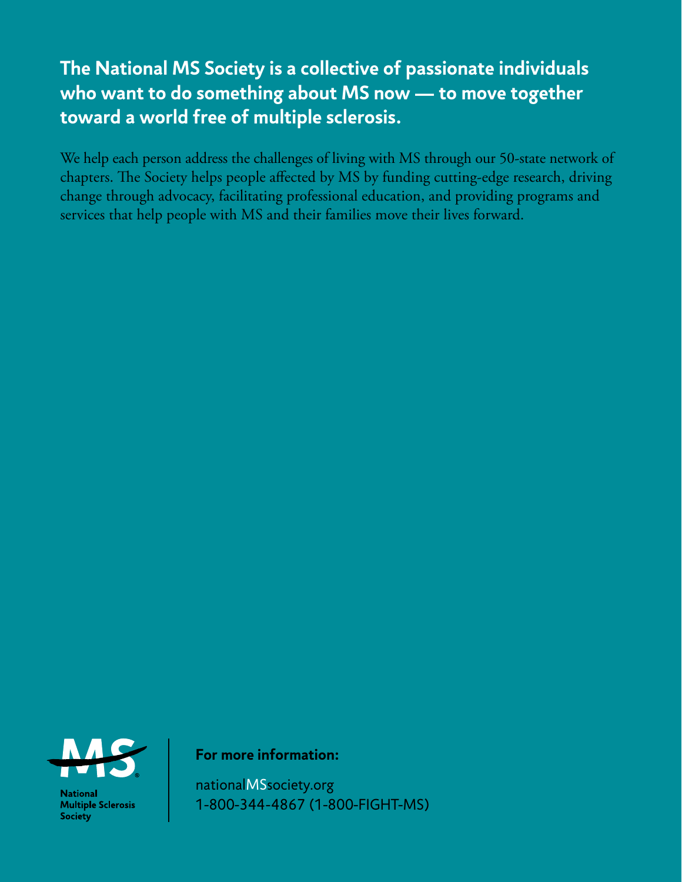**The National MS Society is a collective of passionate individuals who want to do something about MS now — to move together toward a world free of multiple sclerosis.**

We help each person address the challenges of living with MS through our 50-state network of chapters. The Society helps people affected by MS by funding cutting-edge research, driving change through advocacy, facilitating professional education, and providing programs and services that help people with MS and their families move their lives forward.

National Multiple Sclerosis Society

**For more information:**

nationalMSsociety.org
1-800-344-4867 (1-800-FIGHT-MS)